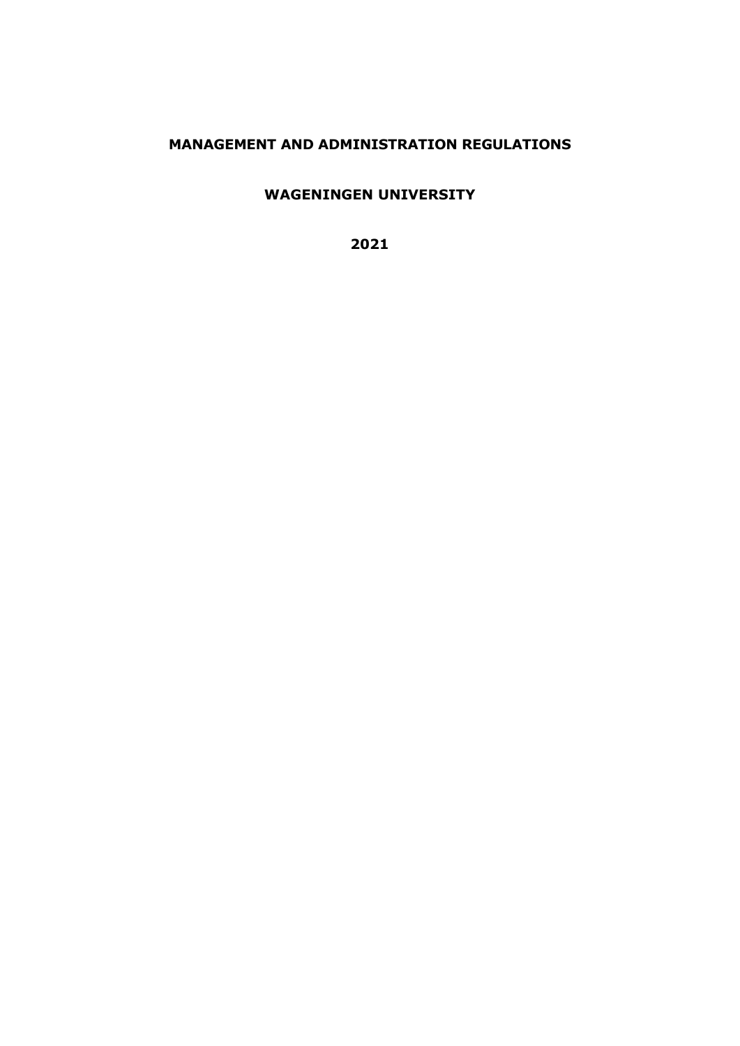# MANAGEMENT AND ADMINISTRATION REGULATIONS

## WAGENINGEN UNIVERSITY

**2021**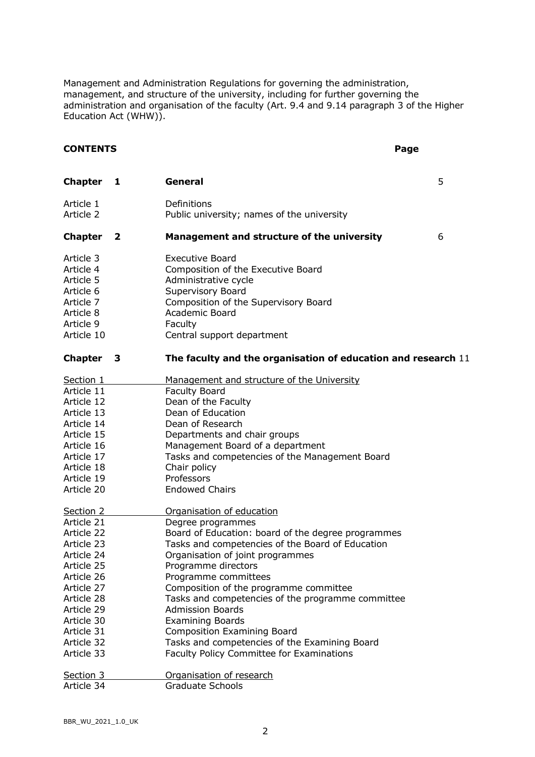Management and Administration Regulations for governing the administration, management, and structure of the university, including for further governing the administration and organisation of the faculty (Art. 9.4 and 9.14 paragraph 3 of the Higher Education Act (WHW)).

**CONTENTS** **Page**

| | | |
|---|---|---|
| **Chapter 1** | **General** | 5 |
| Article 1 | Definitions | |
| Article 2 | Public university; names of the university | |
| **Chapter 2** | **Management and structure of the university** | 6 |
| Article 3 | Executive Board | |
| Article 4 | Composition of the Executive Board | |
| Article 5 | Administrative cycle | |
| Article 6 | Supervisory Board | |
| Article 7 | Composition of the Supervisory Board | |
| Article 8 | Academic Board | |
| Article 9 | Faculty | |
| Article 10 | Central support department | |
| **Chapter 3** | **The faculty and the organisation of education and research** | 11 |
| Section 1 | Management and structure of the University | |
| Article 11 | Faculty Board | |
| Article 12 | Dean of the Faculty | |
| Article 13 | Dean of Education | |
| Article 14 | Dean of Research | |
| Article 15 | Departments and chair groups | |
| Article 16 | Management Board of a department | |
| Article 17 | Tasks and competencies of the Management Board | |
| Article 18 | Chair policy | |
| Article 19 | Professors | |
| Article 20 | Endowed Chairs | |
| Section 2 | Organisation of education | |
| Article 21 | Degree programmes | |
| Article 22 | Board of Education: board of the degree programmes | |
| Article 23 | Tasks and competencies of the Board of Education | |
| Article 24 | Organisation of joint programmes | |
| Article 25 | Programme directors | |
| Article 26 | Programme committees | |
| Article 27 | Composition of the programme committee | |
| Article 28 | Tasks and competencies of the programme committee | |
| Article 29 | Admission Boards | |
| Article 30 | Examining Boards | |
| Article 31 | Composition Examining Board | |
| Article 32 | Tasks and competencies of the Examining Board | |
| Article 33 | Faculty Policy Committee for Examinations | |
| Section 3 | Organisation of research | |
| Article 34 | Graduate Schools | |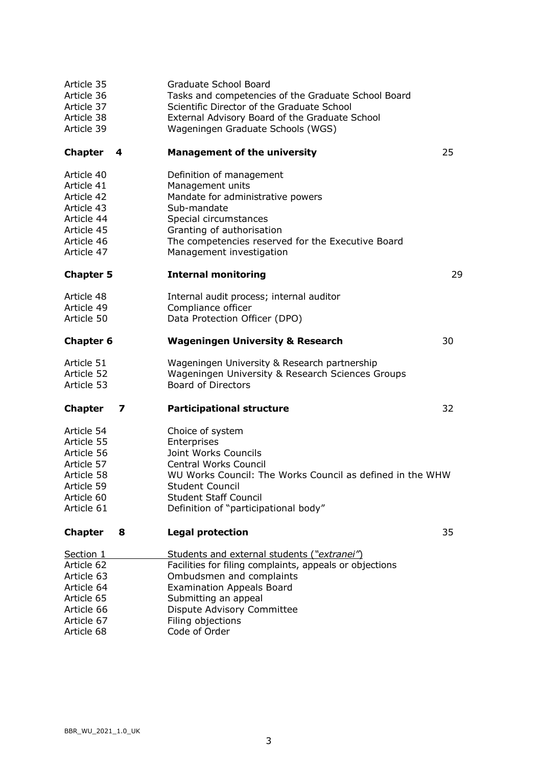| | | |
|---|---|---|
| Article 35 | Graduate School Board | |
| Article 36 | Tasks and competencies of the Graduate School Board | |
| Article 37 | Scientific Director of the Graduate School | |
| Article 38 | External Advisory Board of the Graduate School | |
| Article 39 | Wageningen Graduate Schools (WGS) | |
| **Chapter 4** | **Management of the university** | 25 |
| Article 40 | Definition of management | |
| Article 41 | Management units | |
| Article 42 | Mandate for administrative powers | |
| Article 43 | Sub-mandate | |
| Article 44 | Special circumstances | |
| Article 45 | Granting of authorisation | |
| Article 46 | The competencies reserved for the Executive Board | |
| Article 47 | Management investigation | |
| **Chapter 5** | **Internal monitoring** | 29 |
| Article 48 | Internal audit process; internal auditor | |
| Article 49 | Compliance officer | |
| Article 50 | Data Protection Officer (DPO) | |
| **Chapter 6** | **Wageningen University & Research** | 30 |
| Article 51 | Wageningen University & Research partnership | |
| Article 52 | Wageningen University & Research Sciences Groups | |
| Article 53 | Board of Directors | |
| **Chapter 7** | **Participational structure** | 32 |
| Article 54 | Choice of system | |
| Article 55 | Enterprises | |
| Article 56 | Joint Works Councils | |
| Article 57 | Central Works Council | |
| Article 58 | WU Works Council: The Works Council as defined in the WHW | |
| Article 59 | Student Council | |
| Article 60 | Student Staff Council | |
| Article 61 | Definition of "participational body" | |
| **Chapter 8** | **Legal protection** | 35 |
| Section 1 | Students and external students (*"extranei"*) | |
| Article 62 | Facilities for filing complaints, appeals or objections | |
| Article 63 | Ombudsmen and complaints | |
| Article 64 | Examination Appeals Board | |
| Article 65 | Submitting an appeal | |
| Article 66 | Dispute Advisory Committee | |
| Article 67 | Filing objections | |
| Article 68 | Code of Order | |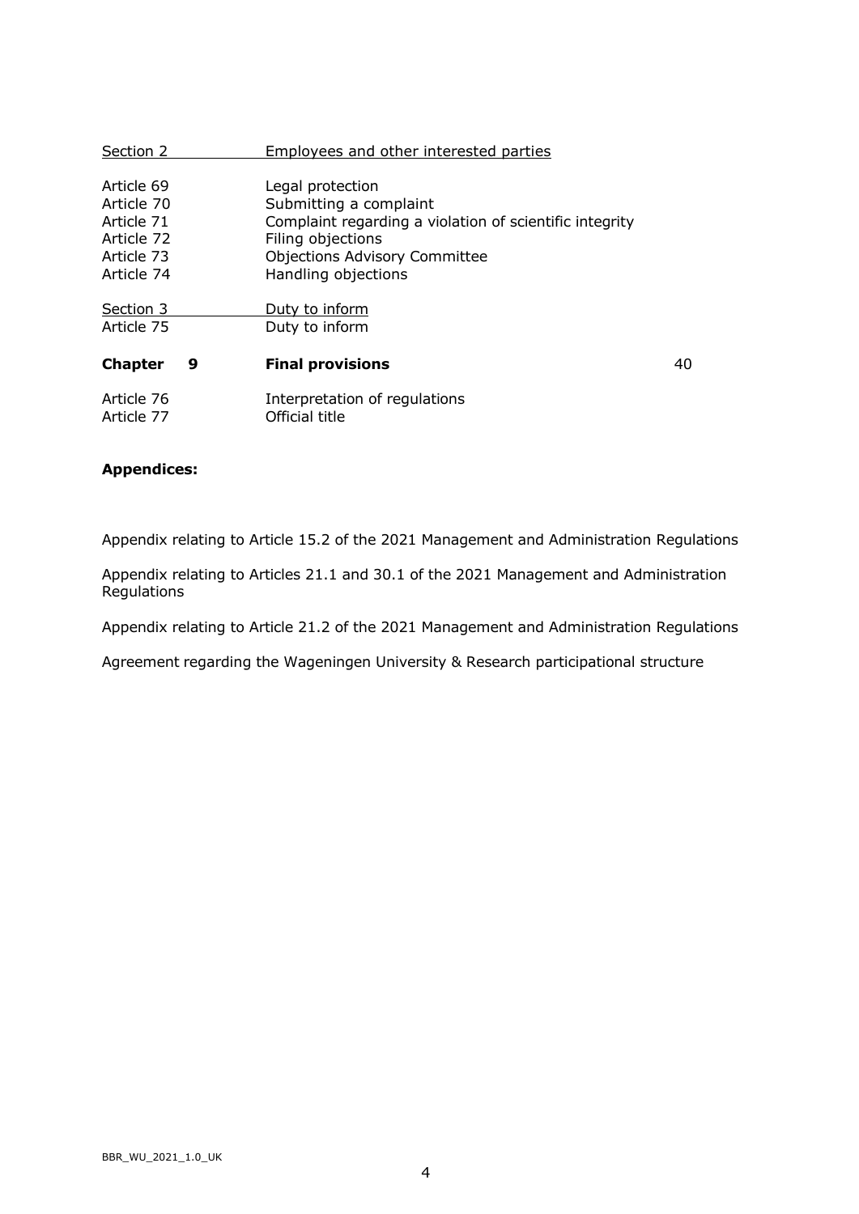| | | |
|---|---|---|
| Section 2 | Employees and other interested parties | |
| Article 69 | Legal protection | |
| Article 70 | Submitting a complaint | |
| Article 71 | Complaint regarding a violation of scientific integrity | |
| Article 72 | Filing objections | |
| Article 73 | Objections Advisory Committee | |
| Article 74 | Handling objections | |
| Section 3 | Duty to inform | |
| Article 75 | Duty to inform | |
| **Chapter 9** | **Final provisions** | 40 |
| Article 76 | Interpretation of regulations | |
| Article 77 | Official title | |

**Appendices:**

Appendix relating to Article 15.2 of the 2021 Management and Administration Regulations

Appendix relating to Articles 21.1 and 30.1 of the 2021 Management and Administration Regulations

Appendix relating to Article 21.2 of the 2021 Management and Administration Regulations

Agreement regarding the Wageningen University & Research participational structure

BBR_WU_2021_1.0_UK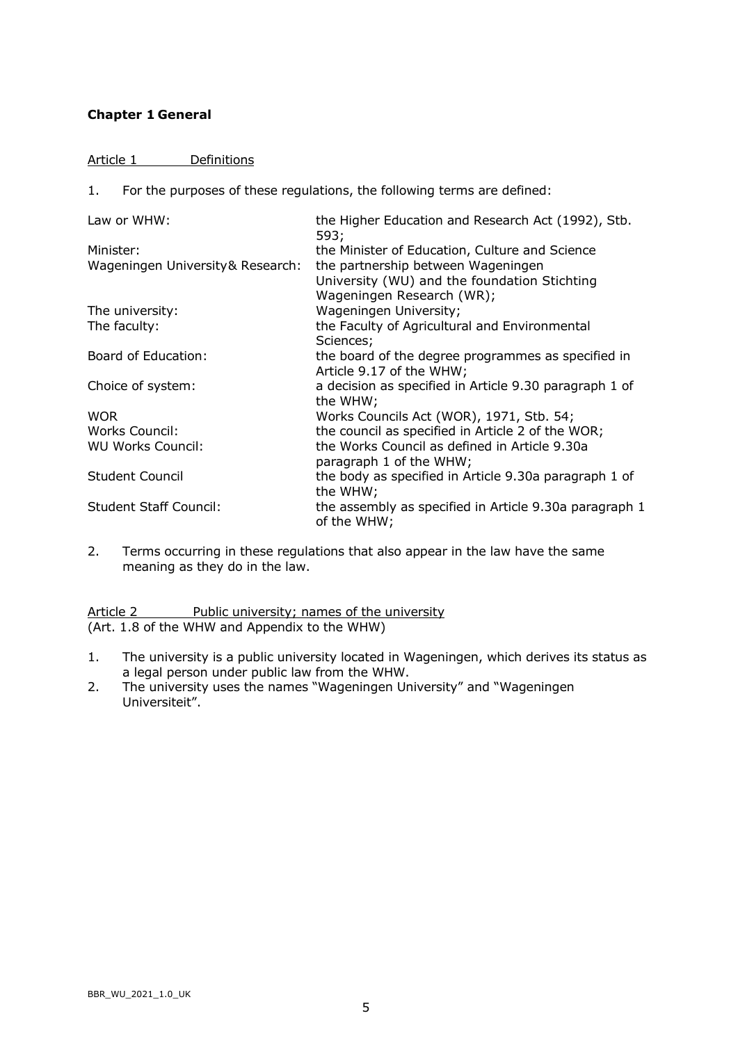## Chapter 1 General

Article 1 Definitions

1. For the purposes of these regulations, the following terms are defined:

| | |
|---|---|
| Law or WHW: | the Higher Education and Research Act (1992), Stb. 593; |
| Minister: | the Minister of Education, Culture and Science |
| Wageningen University& Research: | the partnership between Wageningen University (WU) and the foundation Stichting Wageningen Research (WR); |
| The university: | Wageningen University; |
| The faculty: | the Faculty of Agricultural and Environmental Sciences; |
| Board of Education: | the board of the degree programmes as specified in Article 9.17 of the WHW; |
| Choice of system: | a decision as specified in Article 9.30 paragraph 1 of the WHW; |
| WOR | Works Councils Act (WOR), 1971, Stb. 54; |
| Works Council: | the council as specified in Article 2 of the WOR; |
| WU Works Council: | the Works Council as defined in Article 9.30a paragraph 1 of the WHW; |
| Student Council | the body as specified in Article 9.30a paragraph 1 of the WHW; |
| Student Staff Council: | the assembly as specified in Article 9.30a paragraph 1 of the WHW; |

2. Terms occurring in these regulations that also appear in the law have the same meaning as they do in the law.

Article 2 Public university; names of the university
(Art. 1.8 of the WHW and Appendix to the WHW)

1. The university is a public university located in Wageningen, which derives its status as a legal person under public law from the WHW.
2. The university uses the names "Wageningen University" and "Wageningen Universiteit".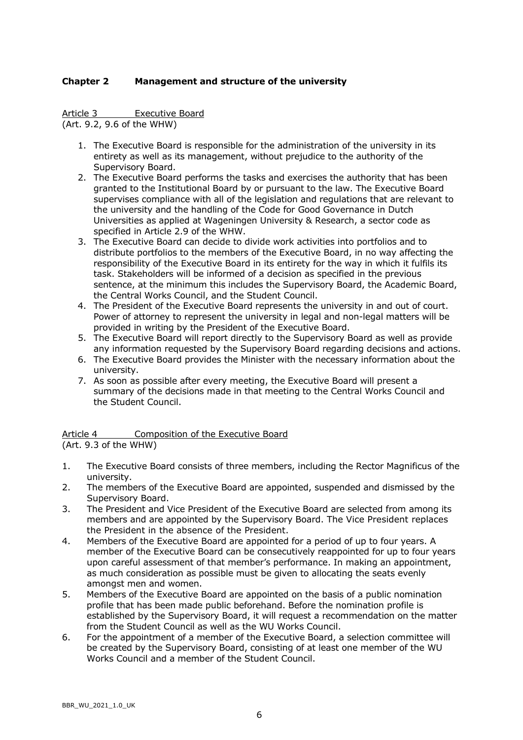## Chapter 2 Management and structure of the university

### Article 3 Executive Board

(Art. 9.2, 9.6 of the WHW)

1. The Executive Board is responsible for the administration of the university in its entirety as well as its management, without prejudice to the authority of the Supervisory Board.
2. The Executive Board performs the tasks and exercises the authority that has been granted to the Institutional Board by or pursuant to the law. The Executive Board supervises compliance with all of the legislation and regulations that are relevant to the university and the handling of the Code for Good Governance in Dutch Universities as applied at Wageningen University & Research, a sector code as specified in Article 2.9 of the WHW.
3. The Executive Board can decide to divide work activities into portfolios and to distribute portfolios to the members of the Executive Board, in no way affecting the responsibility of the Executive Board in its entirety for the way in which it fulfils its task. Stakeholders will be informed of a decision as specified in the previous sentence, at the minimum this includes the Supervisory Board, the Academic Board, the Central Works Council, and the Student Council.
4. The President of the Executive Board represents the university in and out of court. Power of attorney to represent the university in legal and non-legal matters will be provided in writing by the President of the Executive Board.
5. The Executive Board will report directly to the Supervisory Board as well as provide any information requested by the Supervisory Board regarding decisions and actions.
6. The Executive Board provides the Minister with the necessary information about the university.
7. As soon as possible after every meeting, the Executive Board will present a summary of the decisions made in that meeting to the Central Works Council and the Student Council.

### Article 4 Composition of the Executive Board

(Art. 9.3 of the WHW)

1. The Executive Board consists of three members, including the Rector Magnificus of the university.
2. The members of the Executive Board are appointed, suspended and dismissed by the Supervisory Board.
3. The President and Vice President of the Executive Board are selected from among its members and are appointed by the Supervisory Board. The Vice President replaces the President in the absence of the President.
4. Members of the Executive Board are appointed for a period of up to four years. A member of the Executive Board can be consecutively reappointed for up to four years upon careful assessment of that member's performance. In making an appointment, as much consideration as possible must be given to allocating the seats evenly amongst men and women.
5. Members of the Executive Board are appointed on the basis of a public nomination profile that has been made public beforehand. Before the nomination profile is established by the Supervisory Board, it will request a recommendation on the matter from the Student Council as well as the WU Works Council.
6. For the appointment of a member of the Executive Board, a selection committee will be created by the Supervisory Board, consisting of at least one member of the WU Works Council and a member of the Student Council.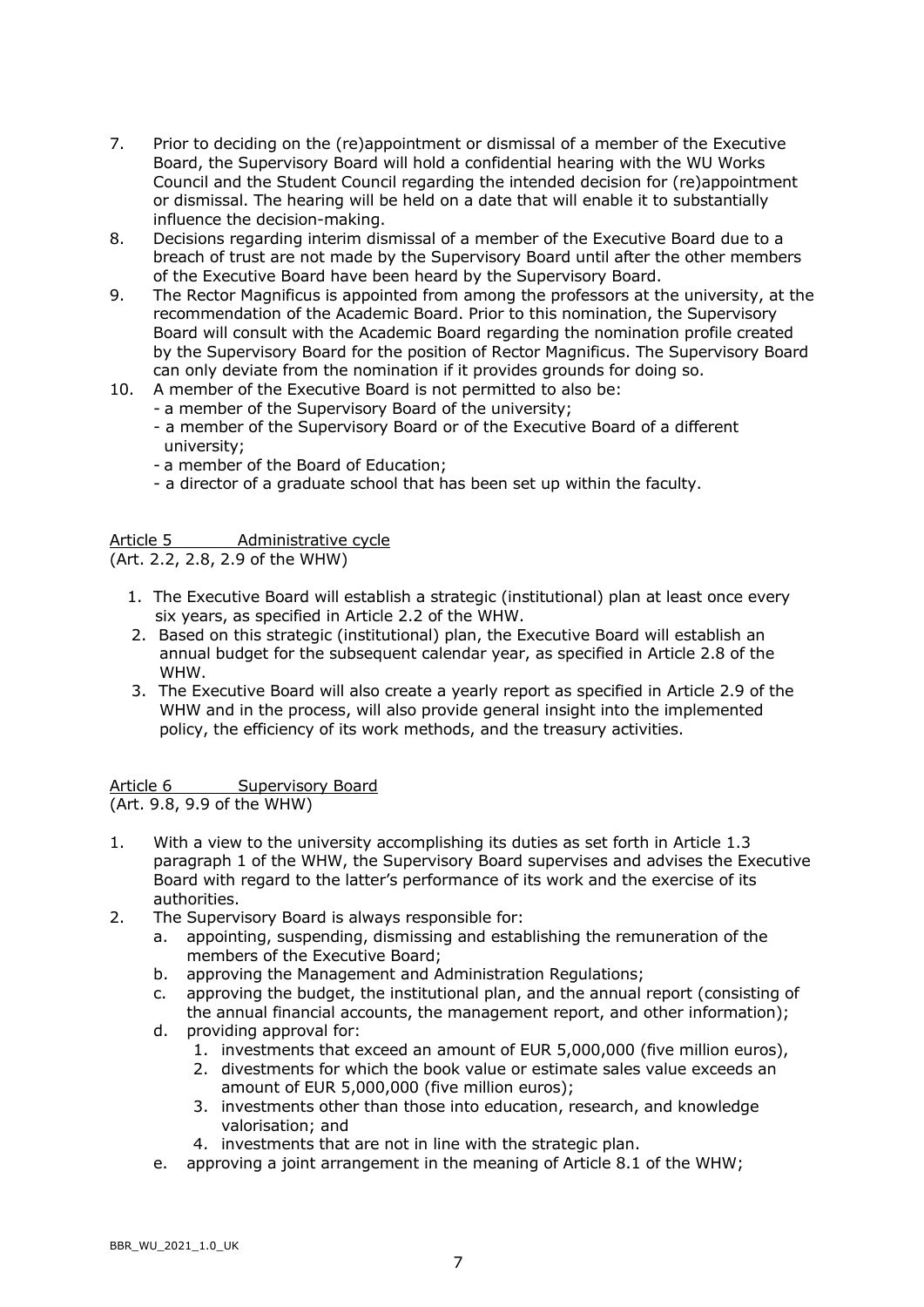7. Prior to deciding on the (re)appointment or dismissal of a member of the Executive Board, the Supervisory Board will hold a confidential hearing with the WU Works Council and the Student Council regarding the intended decision for (re)appointment or dismissal. The hearing will be held on a date that will enable it to substantially influence the decision-making.
8. Decisions regarding interim dismissal of a member of the Executive Board due to a breach of trust are not made by the Supervisory Board until after the other members of the Executive Board have been heard by the Supervisory Board.
9. The Rector Magnificus is appointed from among the professors at the university, at the recommendation of the Academic Board. Prior to this nomination, the Supervisory Board will consult with the Academic Board regarding the nomination profile created by the Supervisory Board for the position of Rector Magnificus. The Supervisory Board can only deviate from the nomination if it provides grounds for doing so.
10. A member of the Executive Board is not permitted to also be:
    - a member of the Supervisory Board of the university;
    - a member of the Supervisory Board or of the Executive Board of a different university;
    - a member of the Board of Education;
    - a director of a graduate school that has been set up within the faculty.

<u>Article 5 Administrative cycle</u>
(Art. 2.2, 2.8, 2.9 of the WHW)

1. The Executive Board will establish a strategic (institutional) plan at least once every six years, as specified in Article 2.2 of the WHW.
2. Based on this strategic (institutional) plan, the Executive Board will establish an annual budget for the subsequent calendar year, as specified in Article 2.8 of the WHW.
3. The Executive Board will also create a yearly report as specified in Article 2.9 of the WHW and in the process, will also provide general insight into the implemented policy, the efficiency of its work methods, and the treasury activities.

<u>Article 6 Supervisory Board</u>
(Art. 9.8, 9.9 of the WHW)

1. With a view to the university accomplishing its duties as set forth in Article 1.3 paragraph 1 of the WHW, the Supervisory Board supervises and advises the Executive Board with regard to the latter's performance of its work and the exercise of its authorities.
2. The Supervisory Board is always responsible for:
   a. appointing, suspending, dismissing and establishing the remuneration of the members of the Executive Board;
   b. approving the Management and Administration Regulations;
   c. approving the budget, the institutional plan, and the annual report (consisting of the annual financial accounts, the management report, and other information);
   d. providing approval for:
      1. investments that exceed an amount of EUR 5,000,000 (five million euros),
      2. divestments for which the book value or estimate sales value exceeds an amount of EUR 5,000,000 (five million euros);
      3. investments other than those into education, research, and knowledge valorisation; and
      4. investments that are not in line with the strategic plan.
   e. approving a joint arrangement in the meaning of Article 8.1 of the WHW;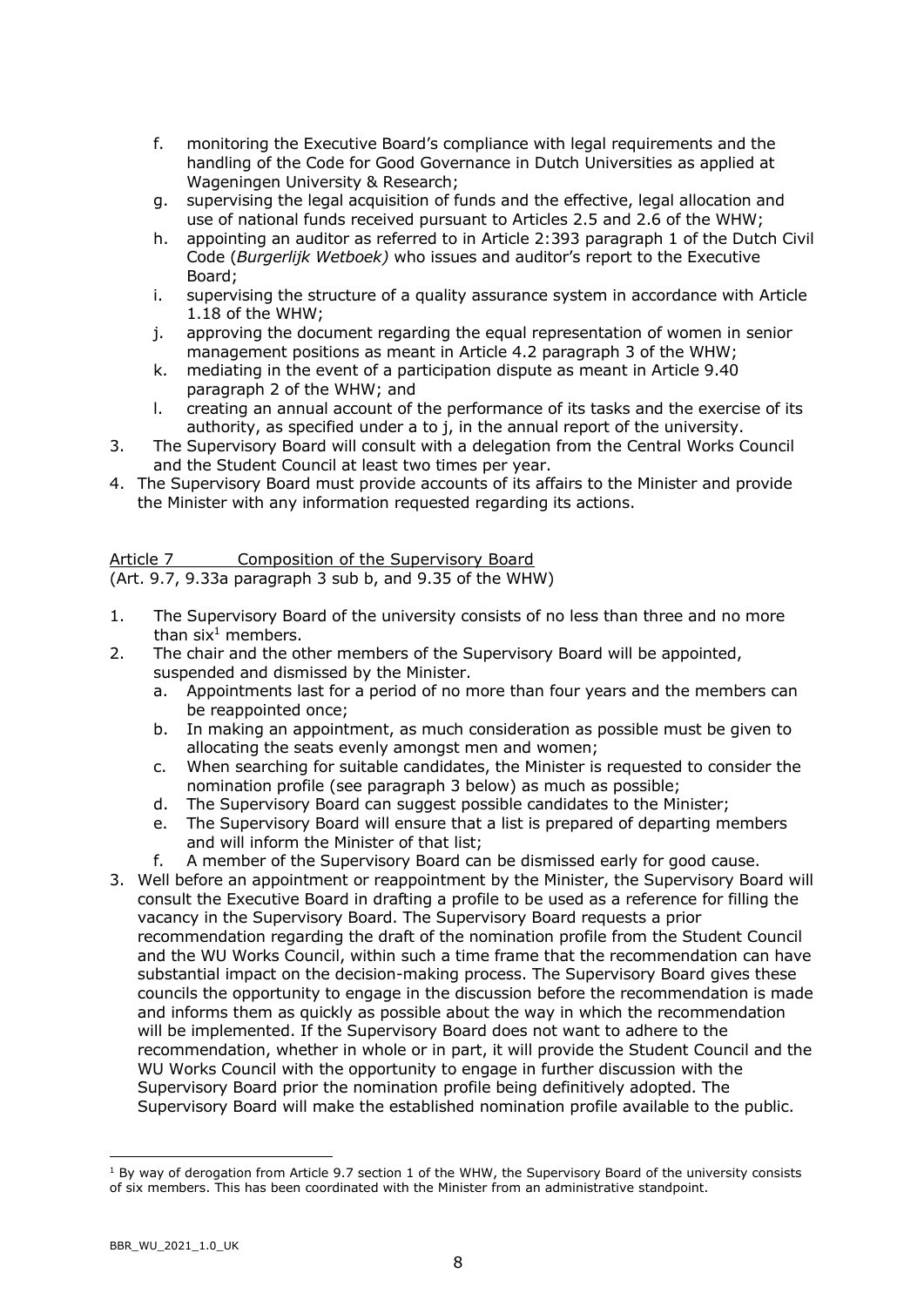f. monitoring the Executive Board's compliance with legal requirements and the handling of the Code for Good Governance in Dutch Universities as applied at Wageningen University & Research;
g. supervising the legal acquisition of funds and the effective, legal allocation and use of national funds received pursuant to Articles 2.5 and 2.6 of the WHW;
h. appointing an auditor as referred to in Article 2:393 paragraph 1 of the Dutch Civil Code (*Burgerlijk Wetboek)* who issues and auditor's report to the Executive Board;
i. supervising the structure of a quality assurance system in accordance with Article 1.18 of the WHW;
j. approving the document regarding the equal representation of women in senior management positions as meant in Article 4.2 paragraph 3 of the WHW;
k. mediating in the event of a participation dispute as meant in Article 9.40 paragraph 2 of the WHW; and
l. creating an annual account of the performance of its tasks and the exercise of its authority, as specified under a to j, in the annual report of the university.

3. The Supervisory Board will consult with a delegation from the Central Works Council and the Student Council at least two times per year.
4. The Supervisory Board must provide accounts of its affairs to the Minister and provide the Minister with any information requested regarding its actions.

Article 7 Composition of the Supervisory Board
(Art. 9.7, 9.33a paragraph 3 sub b, and 9.35 of the WHW)

1. The Supervisory Board of the university consists of no less than three and no more than six[1] members.
2. The chair and the other members of the Supervisory Board will be appointed, suspended and dismissed by the Minister.
   a. Appointments last for a period of no more than four years and the members can be reappointed once;
   b. In making an appointment, as much consideration as possible must be given to allocating the seats evenly amongst men and women;
   c. When searching for suitable candidates, the Minister is requested to consider the nomination profile (see paragraph 3 below) as much as possible;
   d. The Supervisory Board can suggest possible candidates to the Minister;
   e. The Supervisory Board will ensure that a list is prepared of departing members and will inform the Minister of that list;
   f. A member of the Supervisory Board can be dismissed early for good cause.
3. Well before an appointment or reappointment by the Minister, the Supervisory Board will consult the Executive Board in drafting a profile to be used as a reference for filling the vacancy in the Supervisory Board. The Supervisory Board requests a prior recommendation regarding the draft of the nomination profile from the Student Council and the WU Works Council, within such a time frame that the recommendation can have substantial impact on the decision-making process. The Supervisory Board gives these councils the opportunity to engage in the discussion before the recommendation is made and informs them as quickly as possible about the way in which the recommendation will be implemented. If the Supervisory Board does not want to adhere to the recommendation, whether in whole or in part, it will provide the Student Council and the WU Works Council with the opportunity to engage in further discussion with the Supervisory Board prior the nomination profile being definitively adopted. The Supervisory Board will make the established nomination profile available to the public.

[1] By way of derogation from Article 9.7 section 1 of the WHW, the Supervisory Board of the university consists of six members. This has been coordinated with the Minister from an administrative standpoint.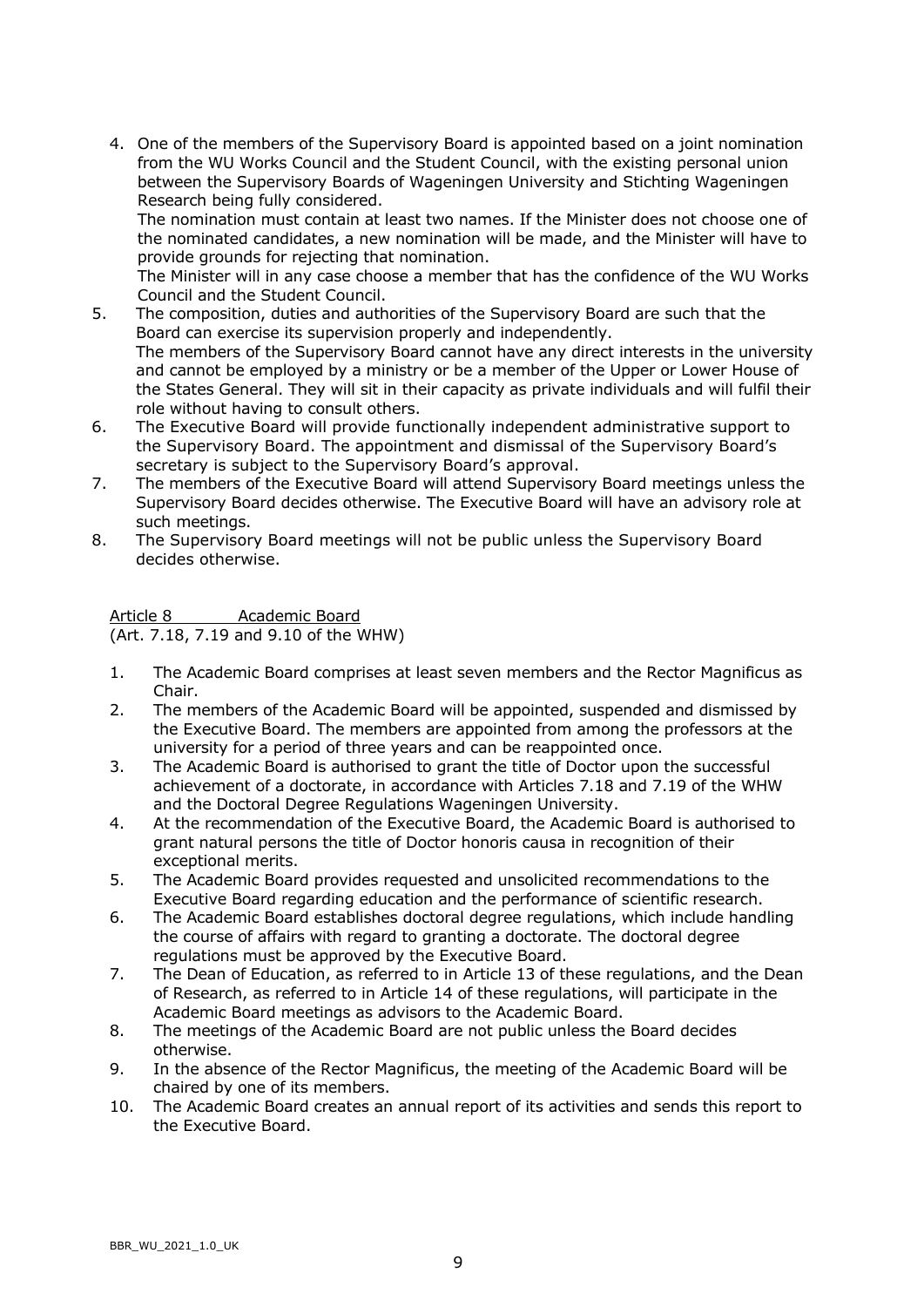4. One of the members of the Supervisory Board is appointed based on a joint nomination from the WU Works Council and the Student Council, with the existing personal union between the Supervisory Boards of Wageningen University and Stichting Wageningen Research being fully considered.
   The nomination must contain at least two names. If the Minister does not choose one of the nominated candidates, a new nomination will be made, and the Minister will have to provide grounds for rejecting that nomination.
   The Minister will in any case choose a member that has the confidence of the WU Works Council and the Student Council.
5. The composition, duties and authorities of the Supervisory Board are such that the Board can exercise its supervision properly and independently.
   The members of the Supervisory Board cannot have any direct interests in the university and cannot be employed by a ministry or be a member of the Upper or Lower House of the States General. They will sit in their capacity as private individuals and will fulfil their role without having to consult others.
6. The Executive Board will provide functionally independent administrative support to the Supervisory Board. The appointment and dismissal of the Supervisory Board's secretary is subject to the Supervisory Board's approval.
7. The members of the Executive Board will attend Supervisory Board meetings unless the Supervisory Board decides otherwise. The Executive Board will have an advisory role at such meetings.
8. The Supervisory Board meetings will not be public unless the Supervisory Board decides otherwise.

## Article 8 Academic Board

(Art. 7.18, 7.19 and 9.10 of the WHW)

1. The Academic Board comprises at least seven members and the Rector Magnificus as Chair.
2. The members of the Academic Board will be appointed, suspended and dismissed by the Executive Board. The members are appointed from among the professors at the university for a period of three years and can be reappointed once.
3. The Academic Board is authorised to grant the title of Doctor upon the successful achievement of a doctorate, in accordance with Articles 7.18 and 7.19 of the WHW and the Doctoral Degree Regulations Wageningen University.
4. At the recommendation of the Executive Board, the Academic Board is authorised to grant natural persons the title of Doctor honoris causa in recognition of their exceptional merits.
5. The Academic Board provides requested and unsolicited recommendations to the Executive Board regarding education and the performance of scientific research.
6. The Academic Board establishes doctoral degree regulations, which include handling the course of affairs with regard to granting a doctorate. The doctoral degree regulations must be approved by the Executive Board.
7. The Dean of Education, as referred to in Article 13 of these regulations, and the Dean of Research, as referred to in Article 14 of these regulations, will participate in the Academic Board meetings as advisors to the Academic Board.
8. The meetings of the Academic Board are not public unless the Board decides otherwise.
9. In the absence of the Rector Magnificus, the meeting of the Academic Board will be chaired by one of its members.
10. The Academic Board creates an annual report of its activities and sends this report to the Executive Board.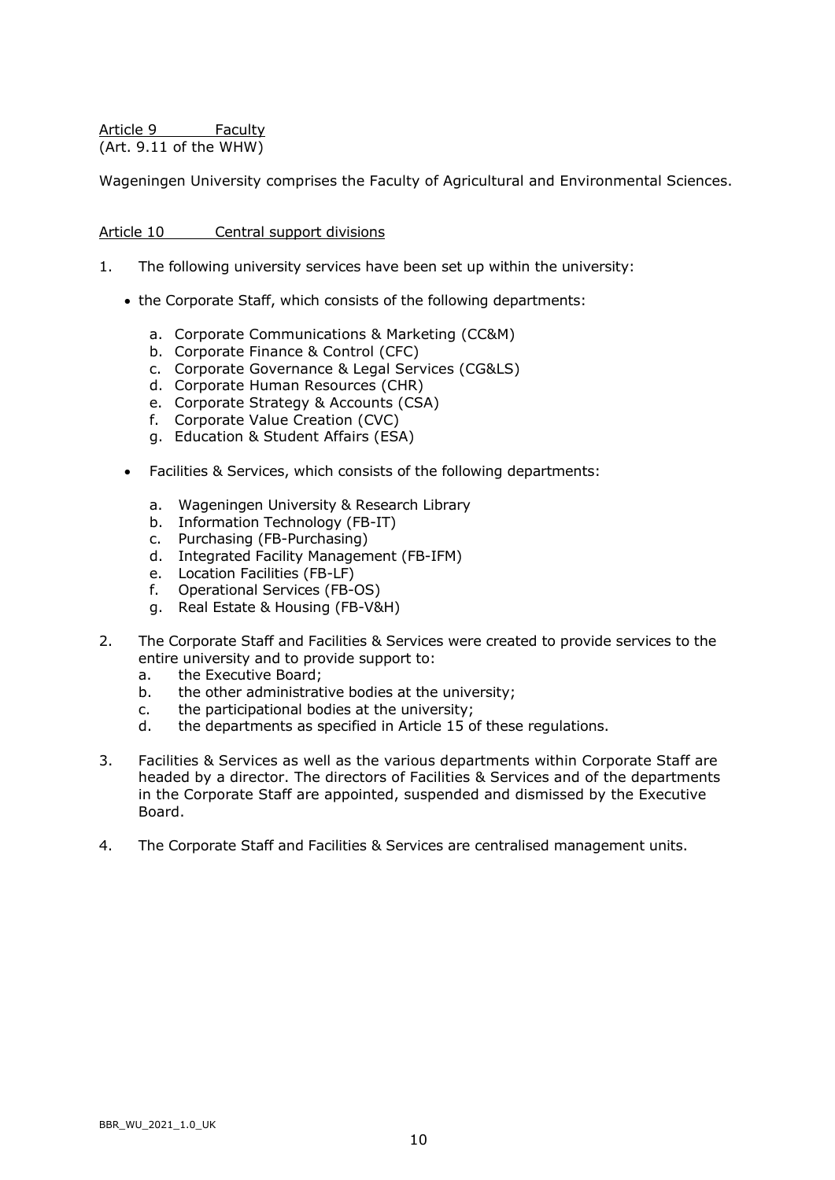Article 9 Faculty
(Art. 9.11 of the WHW)

Wageningen University comprises the Faculty of Agricultural and Environmental Sciences.

Article 10 Central support divisions

1. The following university services have been set up within the university:

   - the Corporate Staff, which consists of the following departments:

     a. Corporate Communications & Marketing (CC&M)
     b. Corporate Finance & Control (CFC)
     c. Corporate Governance & Legal Services (CG&LS)
     d. Corporate Human Resources (CHR)
     e. Corporate Strategy & Accounts (CSA)
     f. Corporate Value Creation (CVC)
     g. Education & Student Affairs (ESA)

   - Facilities & Services, which consists of the following departments:

     a. Wageningen University & Research Library
     b. Information Technology (FB-IT)
     c. Purchasing (FB-Purchasing)
     d. Integrated Facility Management (FB-IFM)
     e. Location Facilities (FB-LF)
     f. Operational Services (FB-OS)
     g. Real Estate & Housing (FB-V&H)

2. The Corporate Staff and Facilities & Services were created to provide services to the entire university and to provide support to:
   a. the Executive Board;
   b. the other administrative bodies at the university;
   c. the participational bodies at the university;
   d. the departments as specified in Article 15 of these regulations.

3. Facilities & Services as well as the various departments within Corporate Staff are headed by a director. The directors of Facilities & Services and of the departments in the Corporate Staff are appointed, suspended and dismissed by the Executive Board.

4. The Corporate Staff and Facilities & Services are centralised management units.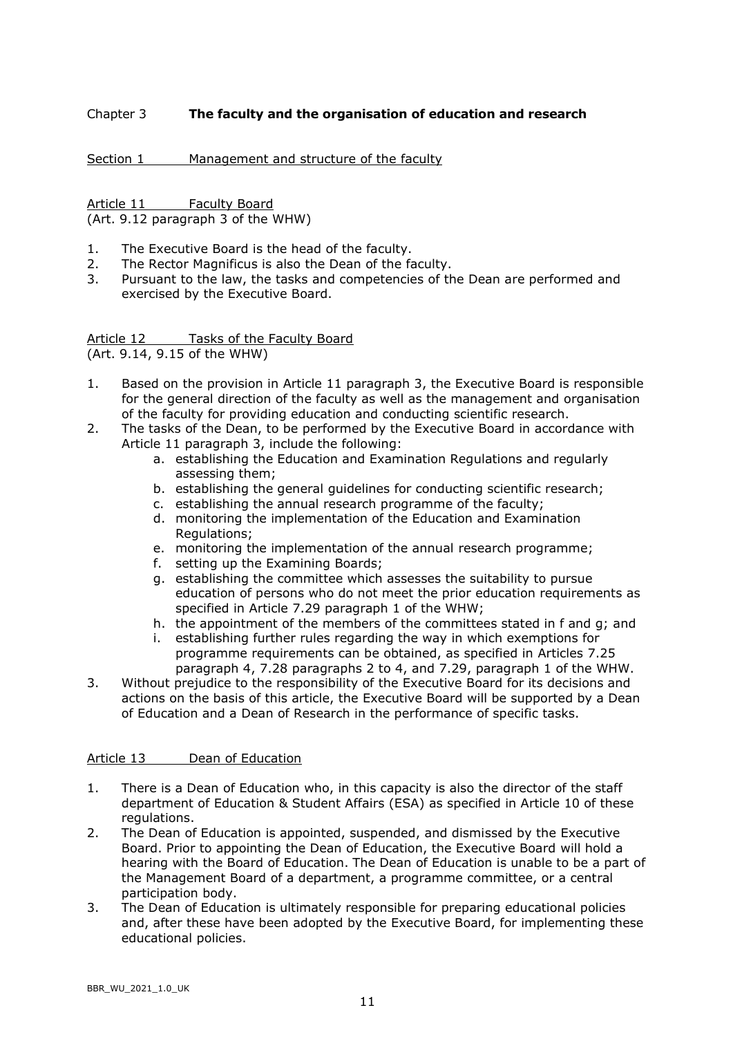# Chapter 3 **The faculty and the organisation of education and research**

## Section 1 Management and structure of the faculty

### Article 11 Faculty Board

(Art. 9.12 paragraph 3 of the WHW)

1. The Executive Board is the head of the faculty.
2. The Rector Magnificus is also the Dean of the faculty.
3. Pursuant to the law, the tasks and competencies of the Dean are performed and exercised by the Executive Board.

### Article 12 Tasks of the Faculty Board

(Art. 9.14, 9.15 of the WHW)

1. Based on the provision in Article 11 paragraph 3, the Executive Board is responsible for the general direction of the faculty as well as the management and organisation of the faculty for providing education and conducting scientific research.
2. The tasks of the Dean, to be performed by the Executive Board in accordance with Article 11 paragraph 3, include the following:
   a. establishing the Education and Examination Regulations and regularly assessing them;
   b. establishing the general guidelines for conducting scientific research;
   c. establishing the annual research programme of the faculty;
   d. monitoring the implementation of the Education and Examination Regulations;
   e. monitoring the implementation of the annual research programme;
   f. setting up the Examining Boards;
   g. establishing the committee which assesses the suitability to pursue education of persons who do not meet the prior education requirements as specified in Article 7.29 paragraph 1 of the WHW;
   h. the appointment of the members of the committees stated in f and g; and
   i. establishing further rules regarding the way in which exemptions for programme requirements can be obtained, as specified in Articles 7.25 paragraph 4, 7.28 paragraphs 2 to 4, and 7.29, paragraph 1 of the WHW.
3. Without prejudice to the responsibility of the Executive Board for its decisions and actions on the basis of this article, the Executive Board will be supported by a Dean of Education and a Dean of Research in the performance of specific tasks.

### Article 13 Dean of Education

1. There is a Dean of Education who, in this capacity is also the director of the staff department of Education & Student Affairs (ESA) as specified in Article 10 of these regulations.
2. The Dean of Education is appointed, suspended, and dismissed by the Executive Board. Prior to appointing the Dean of Education, the Executive Board will hold a hearing with the Board of Education. The Dean of Education is unable to be a part of the Management Board of a department, a programme committee, or a central participation body.
3. The Dean of Education is ultimately responsible for preparing educational policies and, after these have been adopted by the Executive Board, for implementing these educational policies.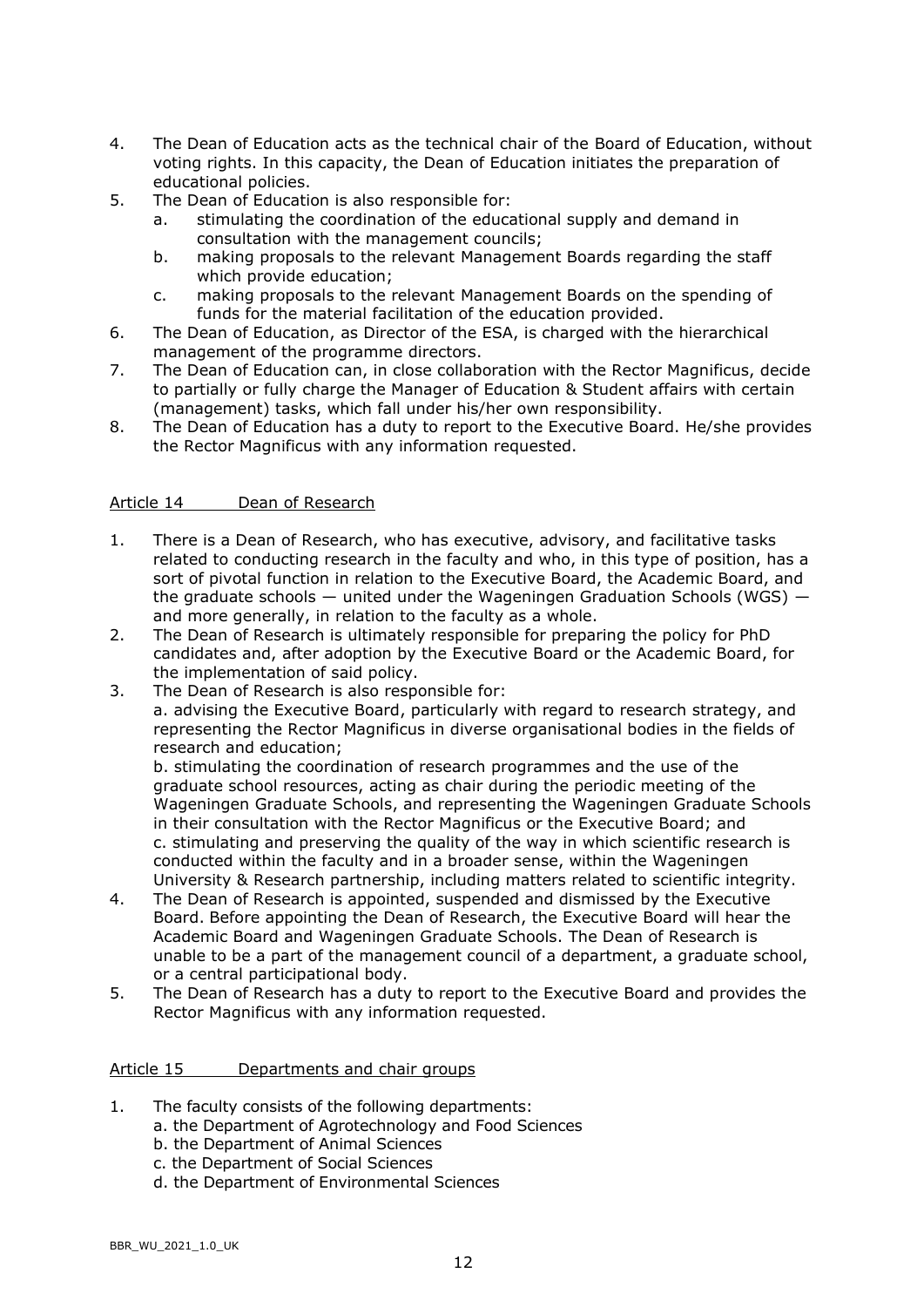4. The Dean of Education acts as the technical chair of the Board of Education, without voting rights. In this capacity, the Dean of Education initiates the preparation of educational policies.
5. The Dean of Education is also responsible for:
   a. stimulating the coordination of the educational supply and demand in consultation with the management councils;
   b. making proposals to the relevant Management Boards regarding the staff which provide education;
   c. making proposals to the relevant Management Boards on the spending of funds for the material facilitation of the education provided.
6. The Dean of Education, as Director of the ESA, is charged with the hierarchical management of the programme directors.
7. The Dean of Education can, in close collaboration with the Rector Magnificus, decide to partially or fully charge the Manager of Education & Student affairs with certain (management) tasks, which fall under his/her own responsibility.
8. The Dean of Education has a duty to report to the Executive Board. He/she provides the Rector Magnificus with any information requested.

## Article 14 Dean of Research

1. There is a Dean of Research, who has executive, advisory, and facilitative tasks related to conducting research in the faculty and who, in this type of position, has a sort of pivotal function in relation to the Executive Board, the Academic Board, and the graduate schools — united under the Wageningen Graduation Schools (WGS) — and more generally, in relation to the faculty as a whole.
2. The Dean of Research is ultimately responsible for preparing the policy for PhD candidates and, after adoption by the Executive Board or the Academic Board, for the implementation of said policy.
3. The Dean of Research is also responsible for:
   a. advising the Executive Board, particularly with regard to research strategy, and representing the Rector Magnificus in diverse organisational bodies in the fields of research and education;
   b. stimulating the coordination of research programmes and the use of the graduate school resources, acting as chair during the periodic meeting of the Wageningen Graduate Schools, and representing the Wageningen Graduate Schools in their consultation with the Rector Magnificus or the Executive Board; and
   c. stimulating and preserving the quality of the way in which scientific research is conducted within the faculty and in a broader sense, within the Wageningen University & Research partnership, including matters related to scientific integrity.
4. The Dean of Research is appointed, suspended and dismissed by the Executive Board. Before appointing the Dean of Research, the Executive Board will hear the Academic Board and Wageningen Graduate Schools. The Dean of Research is unable to be a part of the management council of a department, a graduate school, or a central participational body.
5. The Dean of Research has a duty to report to the Executive Board and provides the Rector Magnificus with any information requested.

## Article 15 Departments and chair groups

1. The faculty consists of the following departments:
   a. the Department of Agrotechnology and Food Sciences
   b. the Department of Animal Sciences
   c. the Department of Social Sciences
   d. the Department of Environmental Sciences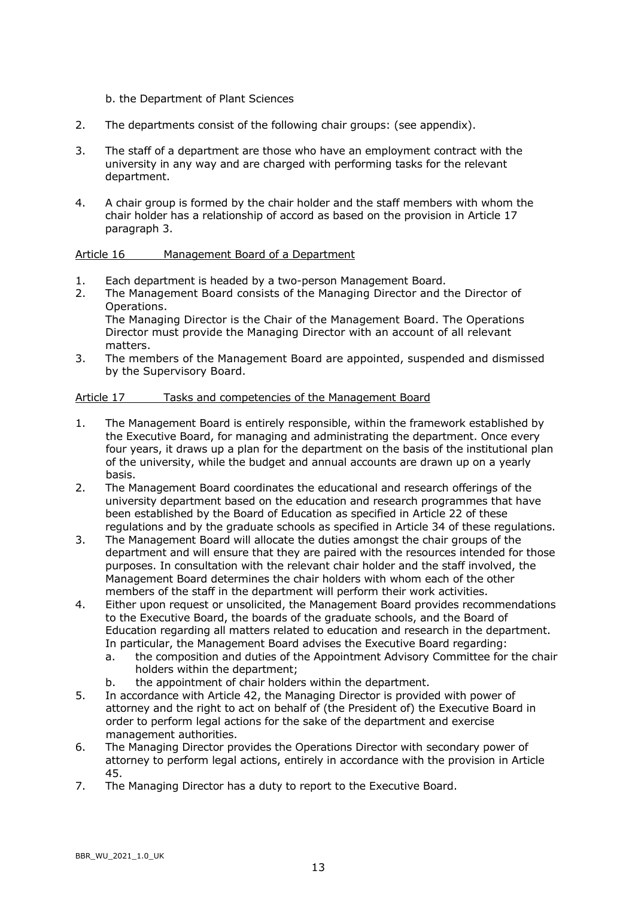b. the Department of Plant Sciences

2. The departments consist of the following chair groups: (see appendix).

3. The staff of a department are those who have an employment contract with the university in any way and are charged with performing tasks for the relevant department.

4. A chair group is formed by the chair holder and the staff members with whom the chair holder has a relationship of accord as based on the provision in Article 17 paragraph 3.

## Article 16 Management Board of a Department

1. Each department is headed by a two-person Management Board.
2. The Management Board consists of the Managing Director and the Director of Operations.
   The Managing Director is the Chair of the Management Board. The Operations Director must provide the Managing Director with an account of all relevant matters.
3. The members of the Management Board are appointed, suspended and dismissed by the Supervisory Board.

## Article 17 Tasks and competencies of the Management Board

1. The Management Board is entirely responsible, within the framework established by the Executive Board, for managing and administrating the department. Once every four years, it draws up a plan for the department on the basis of the institutional plan of the university, while the budget and annual accounts are drawn up on a yearly basis.
2. The Management Board coordinates the educational and research offerings of the university department based on the education and research programmes that have been established by the Board of Education as specified in Article 22 of these regulations and by the graduate schools as specified in Article 34 of these regulations.
3. The Management Board will allocate the duties amongst the chair groups of the department and will ensure that they are paired with the resources intended for those purposes. In consultation with the relevant chair holder and the staff involved, the Management Board determines the chair holders with whom each of the other members of the staff in the department will perform their work activities.
4. Either upon request or unsolicited, the Management Board provides recommendations to the Executive Board, the boards of the graduate schools, and the Board of Education regarding all matters related to education and research in the department. In particular, the Management Board advises the Executive Board regarding:
   a. the composition and duties of the Appointment Advisory Committee for the chair holders within the department;
   b. the appointment of chair holders within the department.
5. In accordance with Article 42, the Managing Director is provided with power of attorney and the right to act on behalf of (the President of) the Executive Board in order to perform legal actions for the sake of the department and exercise management authorities.
6. The Managing Director provides the Operations Director with secondary power of attorney to perform legal actions, entirely in accordance with the provision in Article 45.
7. The Managing Director has a duty to report to the Executive Board.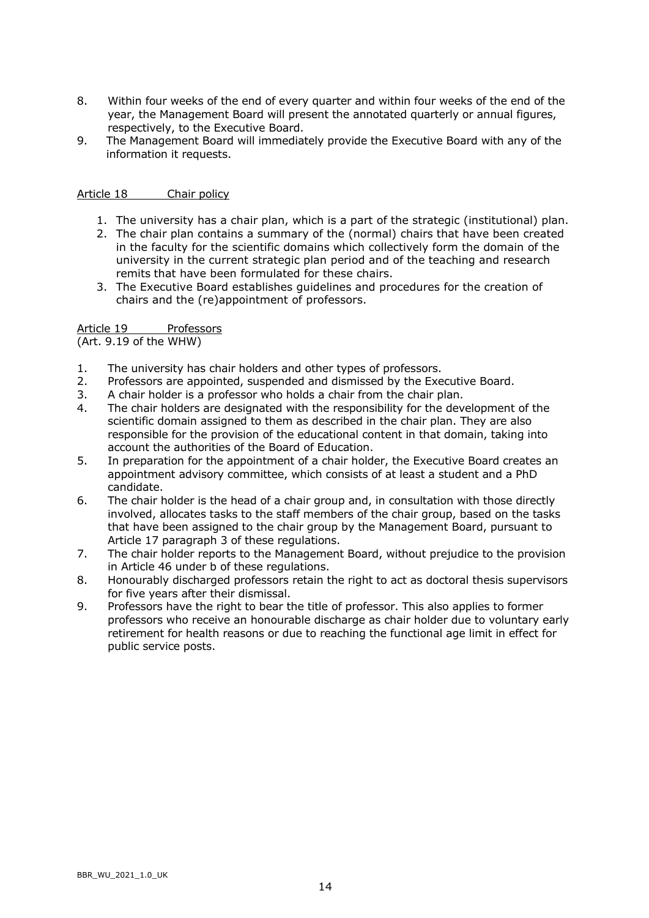8. Within four weeks of the end of every quarter and within four weeks of the end of the year, the Management Board will present the annotated quarterly or annual figures, respectively, to the Executive Board.
9. The Management Board will immediately provide the Executive Board with any of the information it requests.

## Article 18 Chair policy

1. The university has a chair plan, which is a part of the strategic (institutional) plan.
2. The chair plan contains a summary of the (normal) chairs that have been created in the faculty for the scientific domains which collectively form the domain of the university in the current strategic plan period and of the teaching and research remits that have been formulated for these chairs.
3. The Executive Board establishes guidelines and procedures for the creation of chairs and the (re)appointment of professors.

## Article 19 Professors

(Art. 9.19 of the WHW)

1. The university has chair holders and other types of professors.
2. Professors are appointed, suspended and dismissed by the Executive Board.
3. A chair holder is a professor who holds a chair from the chair plan.
4. The chair holders are designated with the responsibility for the development of the scientific domain assigned to them as described in the chair plan. They are also responsible for the provision of the educational content in that domain, taking into account the authorities of the Board of Education.
5. In preparation for the appointment of a chair holder, the Executive Board creates an appointment advisory committee, which consists of at least a student and a PhD candidate.
6. The chair holder is the head of a chair group and, in consultation with those directly involved, allocates tasks to the staff members of the chair group, based on the tasks that have been assigned to the chair group by the Management Board, pursuant to Article 17 paragraph 3 of these regulations.
7. The chair holder reports to the Management Board, without prejudice to the provision in Article 46 under b of these regulations.
8. Honourably discharged professors retain the right to act as doctoral thesis supervisors for five years after their dismissal.
9. Professors have the right to bear the title of professor. This also applies to former professors who receive an honourable discharge as chair holder due to voluntary early retirement for health reasons or due to reaching the functional age limit in effect for public service posts.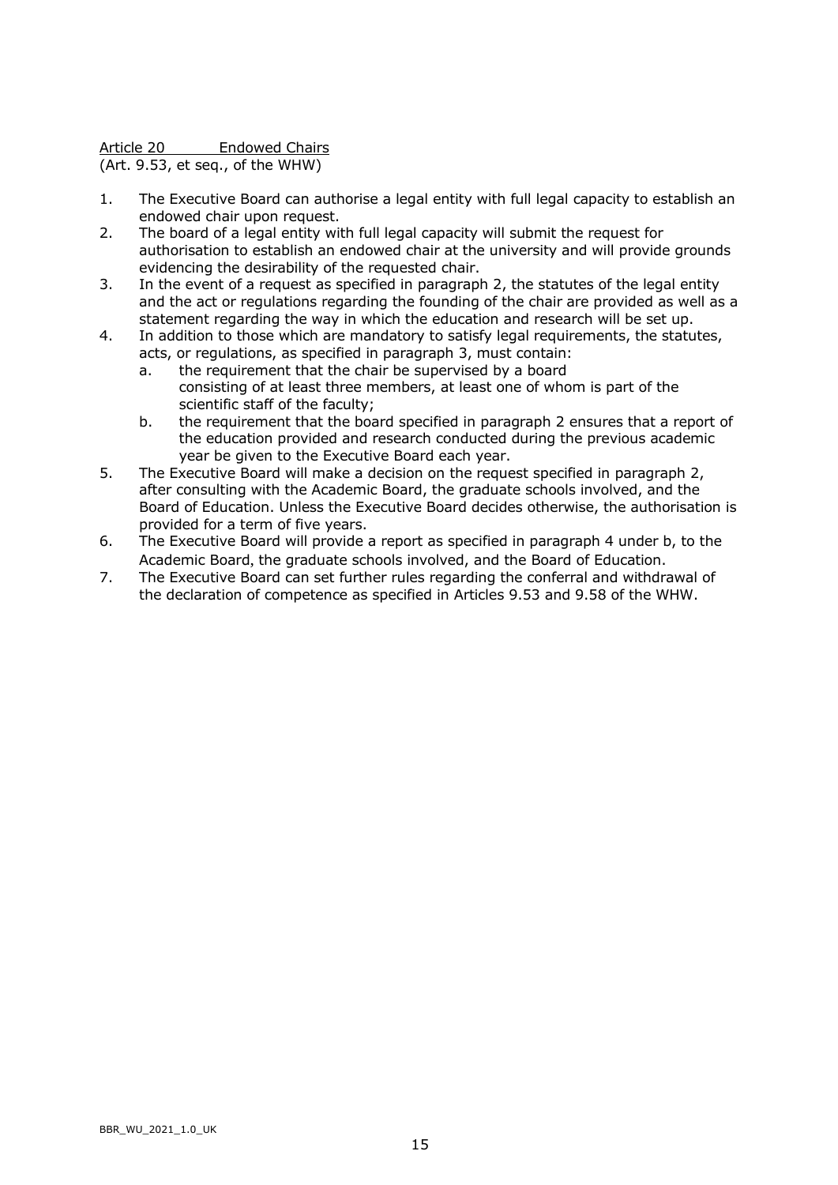Article 20 Endowed Chairs
(Art. 9.53, et seq., of the WHW)

1. The Executive Board can authorise a legal entity with full legal capacity to establish an endowed chair upon request.
2. The board of a legal entity with full legal capacity will submit the request for authorisation to establish an endowed chair at the university and will provide grounds evidencing the desirability of the requested chair.
3. In the event of a request as specified in paragraph 2, the statutes of the legal entity and the act or regulations regarding the founding of the chair are provided as well as a statement regarding the way in which the education and research will be set up.
4. In addition to those which are mandatory to satisfy legal requirements, the statutes, acts, or regulations, as specified in paragraph 3, must contain:
   a. the requirement that the chair be supervised by a board consisting of at least three members, at least one of whom is part of the scientific staff of the faculty;
   b. the requirement that the board specified in paragraph 2 ensures that a report of the education provided and research conducted during the previous academic year be given to the Executive Board each year.
5. The Executive Board will make a decision on the request specified in paragraph 2, after consulting with the Academic Board, the graduate schools involved, and the Board of Education. Unless the Executive Board decides otherwise, the authorisation is provided for a term of five years.
6. The Executive Board will provide a report as specified in paragraph 4 under b, to the Academic Board, the graduate schools involved, and the Board of Education.
7. The Executive Board can set further rules regarding the conferral and withdrawal of the declaration of competence as specified in Articles 9.53 and 9.58 of the WHW.

BBR_WU_2021_1.0_UK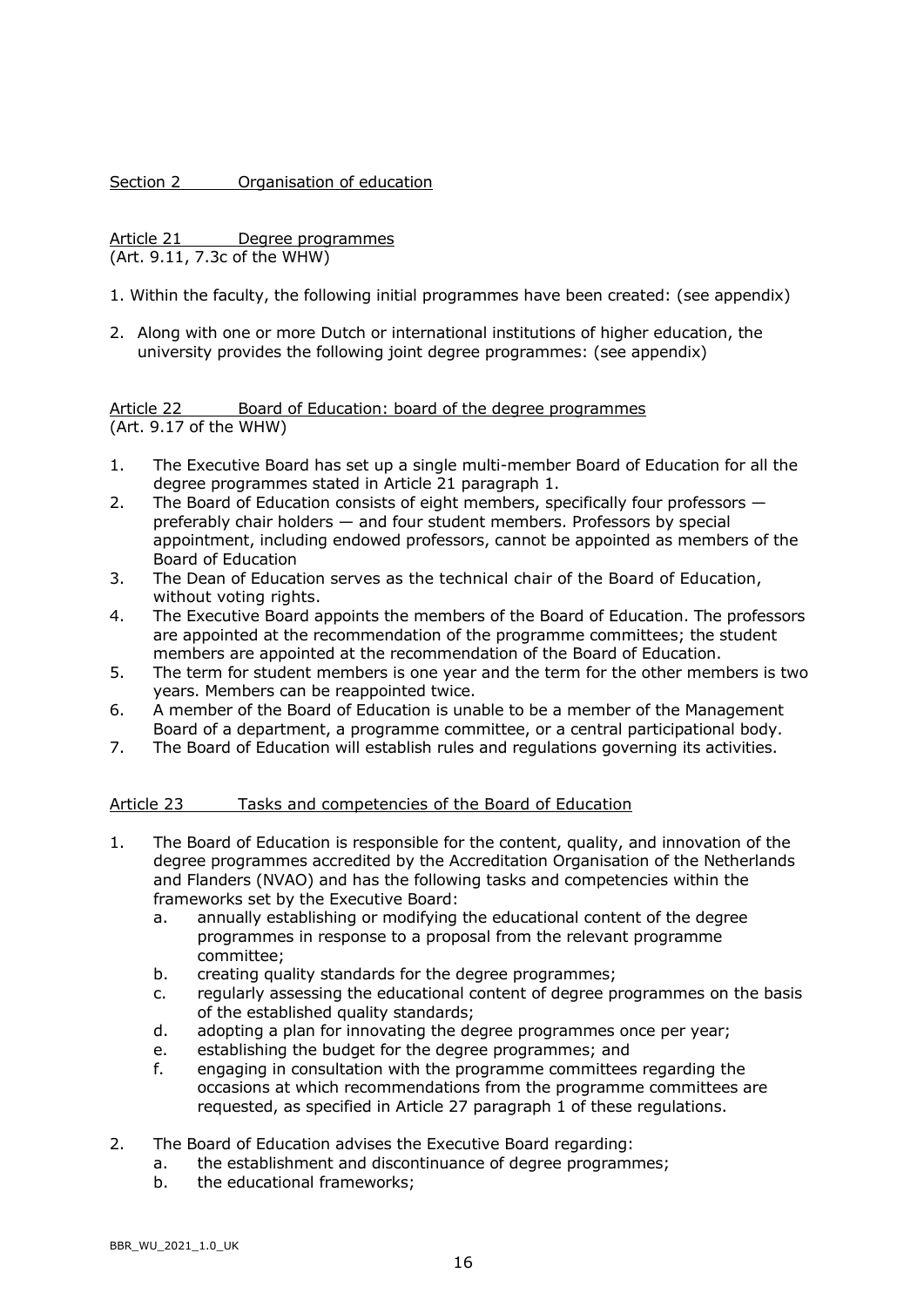## Section 2 Organisation of education

### Article 21 Degree programmes
(Art. 9.11, 7.3c of the WHW)

1. Within the faculty, the following initial programmes have been created: (see appendix)

2. Along with one or more Dutch or international institutions of higher education, the university provides the following joint degree programmes: (see appendix)

### Article 22 Board of Education: board of the degree programmes
(Art. 9.17 of the WHW)

1. The Executive Board has set up a single multi-member Board of Education for all the degree programmes stated in Article 21 paragraph 1.
2. The Board of Education consists of eight members, specifically four professors — preferably chair holders — and four student members. Professors by special appointment, including endowed professors, cannot be appointed as members of the Board of Education
3. The Dean of Education serves as the technical chair of the Board of Education, without voting rights.
4. The Executive Board appoints the members of the Board of Education. The professors are appointed at the recommendation of the programme committees; the student members are appointed at the recommendation of the Board of Education.
5. The term for student members is one year and the term for the other members is two years. Members can be reappointed twice.
6. A member of the Board of Education is unable to be a member of the Management Board of a department, a programme committee, or a central participational body.
7. The Board of Education will establish rules and regulations governing its activities.

### Article 23 Tasks and competencies of the Board of Education

1. The Board of Education is responsible for the content, quality, and innovation of the degree programmes accredited by the Accreditation Organisation of the Netherlands and Flanders (NVAO) and has the following tasks and competencies within the frameworks set by the Executive Board:
   a. annually establishing or modifying the educational content of the degree programmes in response to a proposal from the relevant programme committee;
   b. creating quality standards for the degree programmes;
   c. regularly assessing the educational content of degree programmes on the basis of the established quality standards;
   d. adopting a plan for innovating the degree programmes once per year;
   e. establishing the budget for the degree programmes; and
   f. engaging in consultation with the programme committees regarding the occasions at which recommendations from the programme committees are requested, as specified in Article 27 paragraph 1 of these regulations.

2. The Board of Education advises the Executive Board regarding:
   a. the establishment and discontinuance of degree programmes;
   b. the educational frameworks;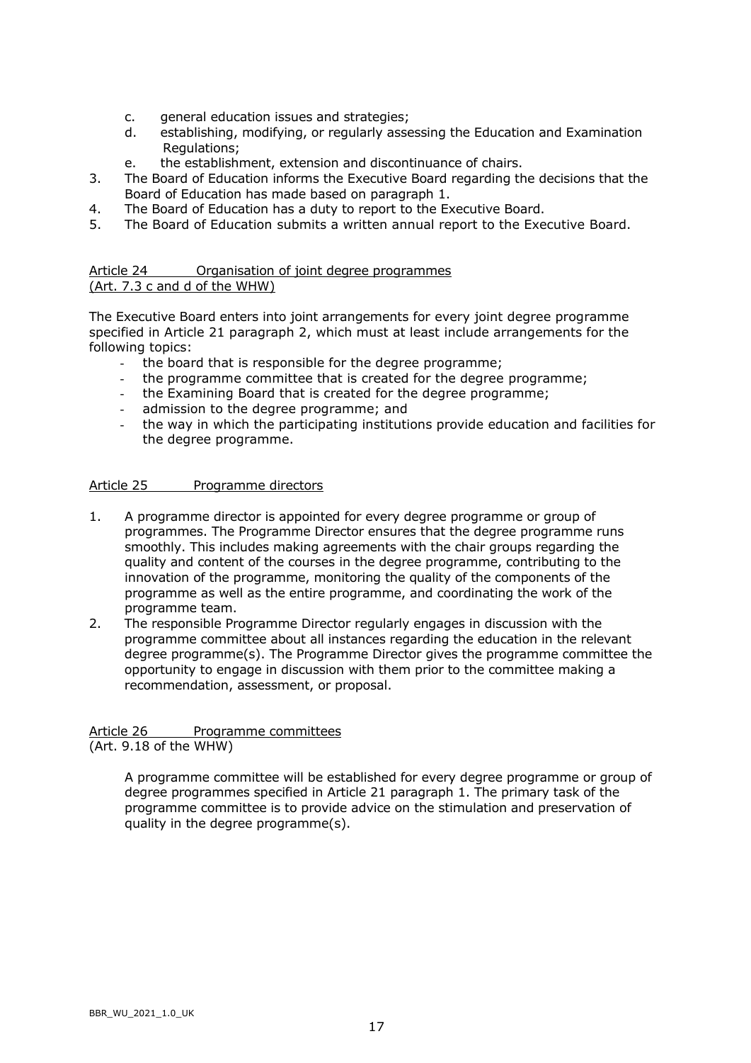c. general education issues and strategies;
d. establishing, modifying, or regularly assessing the Education and Examination Regulations;
e. the establishment, extension and discontinuance of chairs.

3. The Board of Education informs the Executive Board regarding the decisions that the Board of Education has made based on paragraph 1.
4. The Board of Education has a duty to report to the Executive Board.
5. The Board of Education submits a written annual report to the Executive Board.

## Article 24 Organisation of joint degree programmes
(Art. 7.3 c and d of the WHW)

The Executive Board enters into joint arrangements for every joint degree programme specified in Article 21 paragraph 2, which must at least include arrangements for the following topics:

- the board that is responsible for the degree programme;
- the programme committee that is created for the degree programme;
- the Examining Board that is created for the degree programme;
- admission to the degree programme; and
- the way in which the participating institutions provide education and facilities for the degree programme.

## Article 25 Programme directors

1. A programme director is appointed for every degree programme or group of programmes. The Programme Director ensures that the degree programme runs smoothly. This includes making agreements with the chair groups regarding the quality and content of the courses in the degree programme, contributing to the innovation of the programme, monitoring the quality of the components of the programme as well as the entire programme, and coordinating the work of the programme team.
2. The responsible Programme Director regularly engages in discussion with the programme committee about all instances regarding the education in the relevant degree programme(s). The Programme Director gives the programme committee the opportunity to engage in discussion with them prior to the committee making a recommendation, assessment, or proposal.

## Article 26 Programme committees
(Art. 9.18 of the WHW)

A programme committee will be established for every degree programme or group of degree programmes specified in Article 21 paragraph 1. The primary task of the programme committee is to provide advice on the stimulation and preservation of quality in the degree programme(s).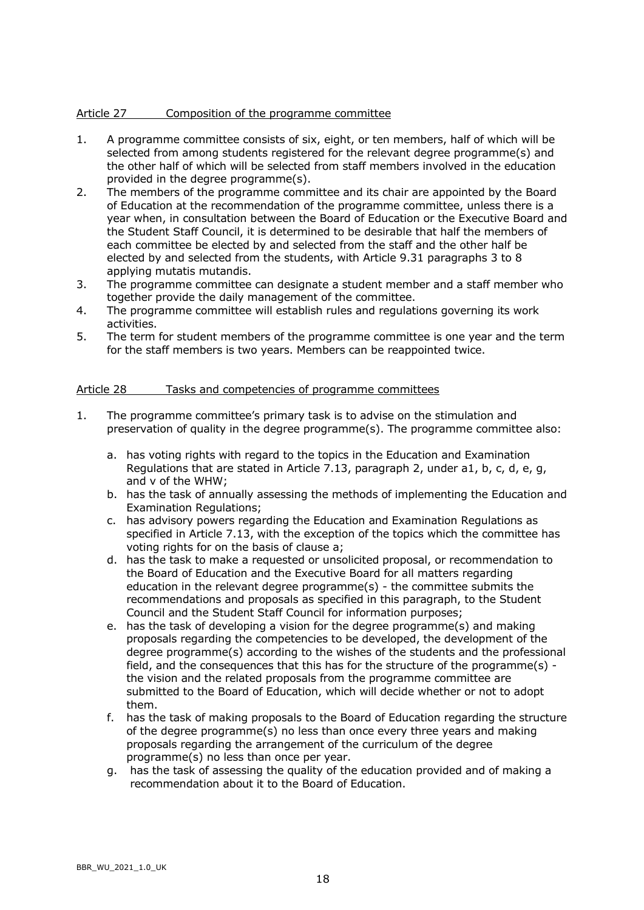## Article 27 Composition of the programme committee

1. A programme committee consists of six, eight, or ten members, half of which will be selected from among students registered for the relevant degree programme(s) and the other half of which will be selected from staff members involved in the education provided in the degree programme(s).
2. The members of the programme committee and its chair are appointed by the Board of Education at the recommendation of the programme committee, unless there is a year when, in consultation between the Board of Education or the Executive Board and the Student Staff Council, it is determined to be desirable that half the members of each committee be elected by and selected from the staff and the other half be elected by and selected from the students, with Article 9.31 paragraphs 3 to 8 applying mutatis mutandis.
3. The programme committee can designate a student member and a staff member who together provide the daily management of the committee.
4. The programme committee will establish rules and regulations governing its work activities.
5. The term for student members of the programme committee is one year and the term for the staff members is two years. Members can be reappointed twice.

## Article 28 Tasks and competencies of programme committees

1. The programme committee's primary task is to advise on the stimulation and preservation of quality in the degree programme(s). The programme committee also:

   a. has voting rights with regard to the topics in the Education and Examination Regulations that are stated in Article 7.13, paragraph 2, under a1, b, c, d, e, g, and v of the WHW;
   b. has the task of annually assessing the methods of implementing the Education and Examination Regulations;
   c. has advisory powers regarding the Education and Examination Regulations as specified in Article 7.13, with the exception of the topics which the committee has voting rights for on the basis of clause a;
   d. has the task to make a requested or unsolicited proposal, or recommendation to the Board of Education and the Executive Board for all matters regarding education in the relevant degree programme(s) - the committee submits the recommendations and proposals as specified in this paragraph, to the Student Council and the Student Staff Council for information purposes;
   e. has the task of developing a vision for the degree programme(s) and making proposals regarding the competencies to be developed, the development of the degree programme(s) according to the wishes of the students and the professional field, and the consequences that this has for the structure of the programme(s) - the vision and the related proposals from the programme committee are submitted to the Board of Education, which will decide whether or not to adopt them.
   f. has the task of making proposals to the Board of Education regarding the structure of the degree programme(s) no less than once every three years and making proposals regarding the arrangement of the curriculum of the degree programme(s) no less than once per year.
   g. has the task of assessing the quality of the education provided and of making a recommendation about it to the Board of Education.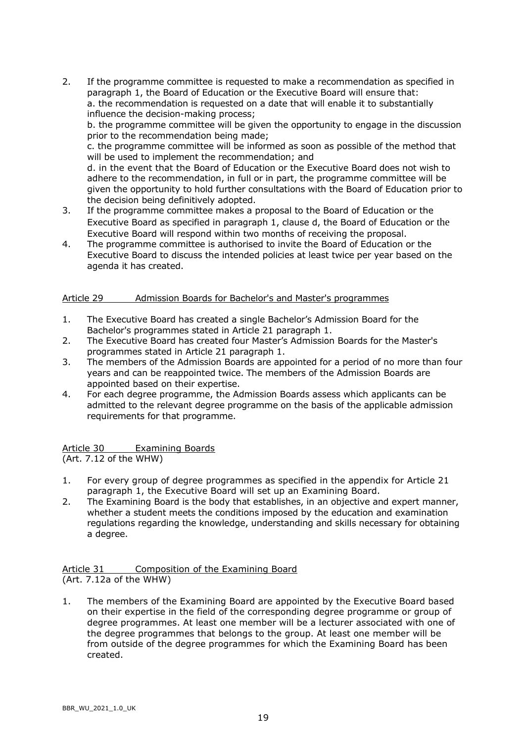2. If the programme committee is requested to make a recommendation as specified in paragraph 1, the Board of Education or the Executive Board will ensure that:
   a. the recommendation is requested on a date that will enable it to substantially influence the decision-making process;
   b. the programme committee will be given the opportunity to engage in the discussion prior to the recommendation being made;
   c. the programme committee will be informed as soon as possible of the method that will be used to implement the recommendation; and
   d. in the event that the Board of Education or the Executive Board does not wish to adhere to the recommendation, in full or in part, the programme committee will be given the opportunity to hold further consultations with the Board of Education prior to the decision being definitively adopted.
3. If the programme committee makes a proposal to the Board of Education or the Executive Board as specified in paragraph 1, clause d, the Board of Education or the Executive Board will respond within two months of receiving the proposal.
4. The programme committee is authorised to invite the Board of Education or the Executive Board to discuss the intended policies at least twice per year based on the agenda it has created.

## Article 29 Admission Boards for Bachelor's and Master's programmes

1. The Executive Board has created a single Bachelor's Admission Board for the Bachelor's programmes stated in Article 21 paragraph 1.
2. The Executive Board has created four Master's Admission Boards for the Master's programmes stated in Article 21 paragraph 1.
3. The members of the Admission Boards are appointed for a period of no more than four years and can be reappointed twice. The members of the Admission Boards are appointed based on their expertise.
4. For each degree programme, the Admission Boards assess which applicants can be admitted to the relevant degree programme on the basis of the applicable admission requirements for that programme.

## Article 30 Examining Boards

(Art. 7.12 of the WHW)

1. For every group of degree programmes as specified in the appendix for Article 21 paragraph 1, the Executive Board will set up an Examining Board.
2. The Examining Board is the body that establishes, in an objective and expert manner, whether a student meets the conditions imposed by the education and examination regulations regarding the knowledge, understanding and skills necessary for obtaining a degree.

## Article 31 Composition of the Examining Board

(Art. 7.12a of the WHW)

1. The members of the Examining Board are appointed by the Executive Board based on their expertise in the field of the corresponding degree programme or group of degree programmes. At least one member will be a lecturer associated with one of the degree programmes that belongs to the group. At least one member will be from outside of the degree programmes for which the Examining Board has been created.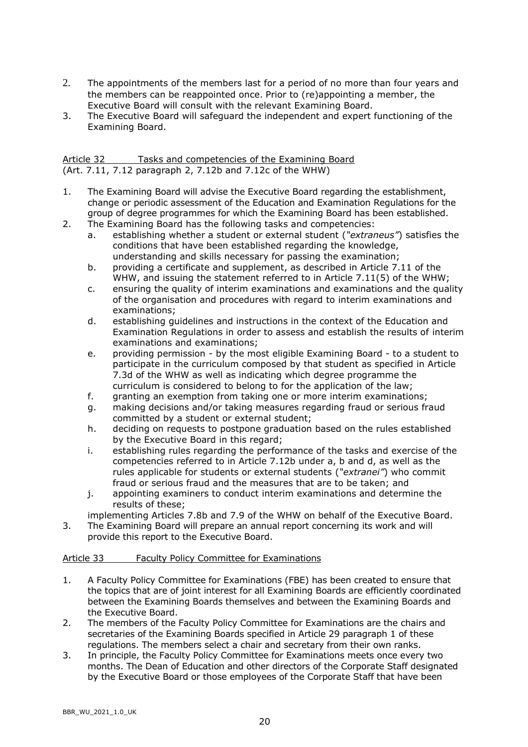2. The appointments of the members last for a period of no more than four years and the members can be reappointed once. Prior to (re)appointing a member, the Executive Board will consult with the relevant Examining Board.
3. The Executive Board will safeguard the independent and expert functioning of the Examining Board.

Article 32 Tasks and competencies of the Examining Board
(Art. 7.11, 7.12 paragraph 2, 7.12b and 7.12c of the WHW)

1. The Examining Board will advise the Executive Board regarding the establishment, change or periodic assessment of the Education and Examination Regulations for the group of degree programmes for which the Examining Board has been established.
2. The Examining Board has the following tasks and competencies:
   a. establishing whether a student or external student (*"extraneus"*) satisfies the conditions that have been established regarding the knowledge, understanding and skills necessary for passing the examination;
   b. providing a certificate and supplement, as described in Article 7.11 of the WHW, and issuing the statement referred to in Article 7.11(5) of the WHW;
   c. ensuring the quality of interim examinations and examinations and the quality of the organisation and procedures with regard to interim examinations and examinations;
   d. establishing guidelines and instructions in the context of the Education and Examination Regulations in order to assess and establish the results of interim examinations and examinations;
   e. providing permission - by the most eligible Examining Board - to a student to participate in the curriculum composed by that student as specified in Article 7.3d of the WHW as well as indicating which degree programme the curriculum is considered to belong to for the application of the law;
   f. granting an exemption from taking one or more interim examinations;
   g. making decisions and/or taking measures regarding fraud or serious fraud committed by a student or external student;
   h. deciding on requests to postpone graduation based on the rules established by the Executive Board in this regard;
   i. establishing rules regarding the performance of the tasks and exercise of the competencies referred to in Article 7.12b under a, b and d, as well as the rules applicable for students or external students (*"extranei"*) who commit fraud or serious fraud and the measures that are to be taken; and
   j. appointing examiners to conduct interim examinations and determine the results of these;

   implementing Articles 7.8b and 7.9 of the WHW on behalf of the Executive Board.
3. The Examining Board will prepare an annual report concerning its work and will provide this report to the Executive Board.

Article 33 Faculty Policy Committee for Examinations

1. A Faculty Policy Committee for Examinations (FBE) has been created to ensure that the topics that are of joint interest for all Examining Boards are efficiently coordinated between the Examining Boards themselves and between the Examining Boards and the Executive Board.
2. The members of the Faculty Policy Committee for Examinations are the chairs and secretaries of the Examining Boards specified in Article 29 paragraph 1 of these regulations. The members select a chair and secretary from their own ranks.
3. In principle, the Faculty Policy Committee for Examinations meets once every two months. The Dean of Education and other directors of the Corporate Staff designated by the Executive Board or those employees of the Corporate Staff that have been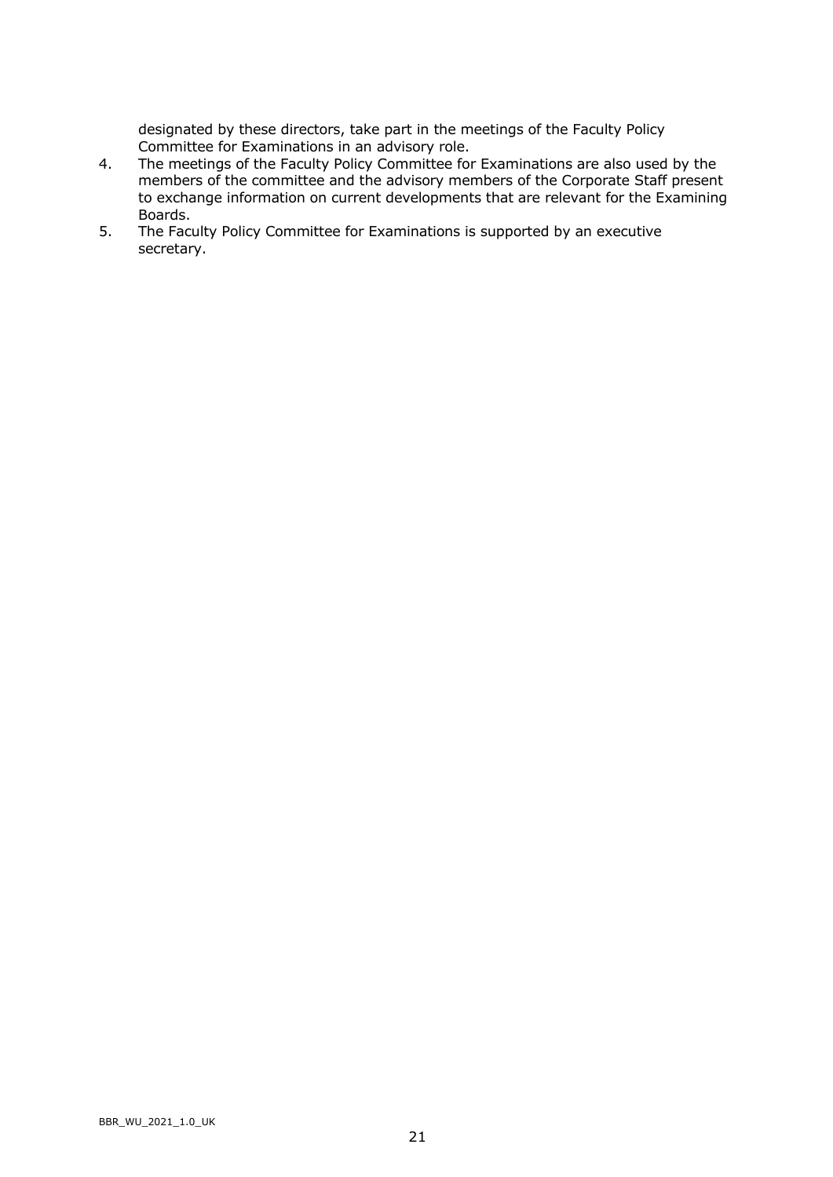designated by these directors, take part in the meetings of the Faculty Policy Committee for Examinations in an advisory role.

4. The meetings of the Faculty Policy Committee for Examinations are also used by the members of the committee and the advisory members of the Corporate Staff present to exchange information on current developments that are relevant for the Examining Boards.
5. The Faculty Policy Committee for Examinations is supported by an executive secretary.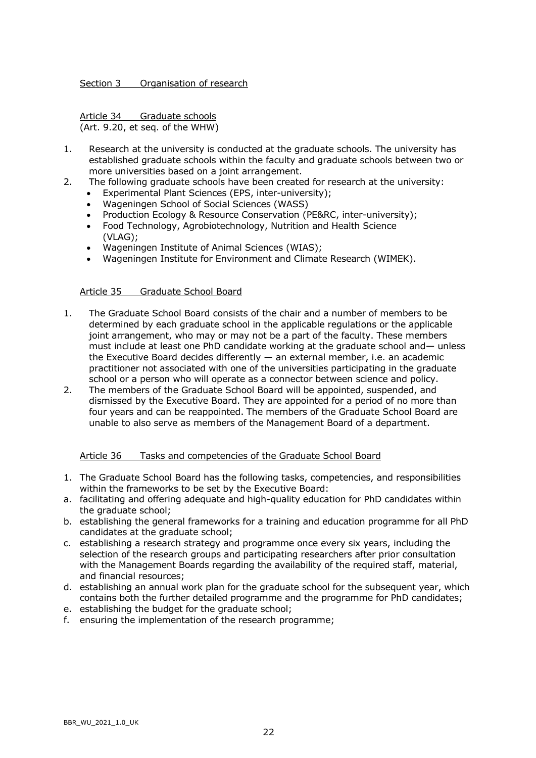## Section 3 Organisation of research

### Article 34 Graduate schools

(Art. 9.20, et seq. of the WHW)

1. Research at the university is conducted at the graduate schools. The university has established graduate schools within the faculty and graduate schools between two or more universities based on a joint arrangement.
2. The following graduate schools have been created for research at the university:
   - Experimental Plant Sciences (EPS, inter-university);
   - Wageningen School of Social Sciences (WASS)
   - Production Ecology & Resource Conservation (PE&RC, inter-university);
   - Food Technology, Agrobiotechnology, Nutrition and Health Science (VLAG);
   - Wageningen Institute of Animal Sciences (WIAS);
   - Wageningen Institute for Environment and Climate Research (WIMEK).

### Article 35 Graduate School Board

1. The Graduate School Board consists of the chair and a number of members to be determined by each graduate school in the applicable regulations or the applicable joint arrangement, who may or may not be a part of the faculty. These members must include at least one PhD candidate working at the graduate school and— unless the Executive Board decides differently — an external member, i.e. an academic practitioner not associated with one of the universities participating in the graduate school or a person who will operate as a connector between science and policy.
2. The members of the Graduate School Board will be appointed, suspended, and dismissed by the Executive Board. They are appointed for a period of no more than four years and can be reappointed. The members of the Graduate School Board are unable to also serve as members of the Management Board of a department.

### Article 36 Tasks and competencies of the Graduate School Board

1. The Graduate School Board has the following tasks, competencies, and responsibilities within the frameworks to be set by the Executive Board:

a. facilitating and offering adequate and high-quality education for PhD candidates within the graduate school;
b. establishing the general frameworks for a training and education programme for all PhD candidates at the graduate school;
c. establishing a research strategy and programme once every six years, including the selection of the research groups and participating researchers after prior consultation with the Management Boards regarding the availability of the required staff, material, and financial resources;
d. establishing an annual work plan for the graduate school for the subsequent year, which contains both the further detailed programme and the programme for PhD candidates;
e. establishing the budget for the graduate school;
f. ensuring the implementation of the research programme;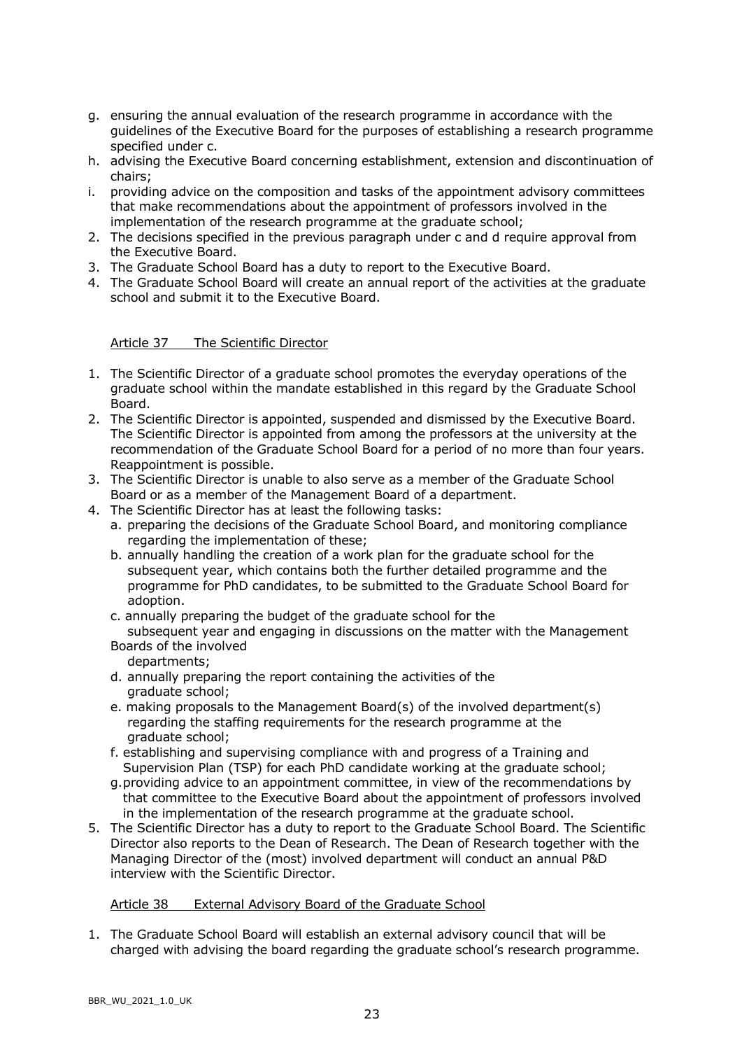g. ensuring the annual evaluation of the research programme in accordance with the guidelines of the Executive Board for the purposes of establishing a research programme specified under c.
h. advising the Executive Board concerning establishment, extension and discontinuation of chairs;
i. providing advice on the composition and tasks of the appointment advisory committees that make recommendations about the appointment of professors involved in the implementation of the research programme at the graduate school;

2. The decisions specified in the previous paragraph under c and d require approval from the Executive Board.
3. The Graduate School Board has a duty to report to the Executive Board.
4. The Graduate School Board will create an annual report of the activities at the graduate school and submit it to the Executive Board.

Article 37 The Scientific Director

1. The Scientific Director of a graduate school promotes the everyday operations of the graduate school within the mandate established in this regard by the Graduate School Board.
2. The Scientific Director is appointed, suspended and dismissed by the Executive Board. The Scientific Director is appointed from among the professors at the university at the recommendation of the Graduate School Board for a period of no more than four years. Reappointment is possible.
3. The Scientific Director is unable to also serve as a member of the Graduate School Board or as a member of the Management Board of a department.
4. The Scientific Director has at least the following tasks:
   a. preparing the decisions of the Graduate School Board, and monitoring compliance regarding the implementation of these;
   b. annually handling the creation of a work plan for the graduate school for the subsequent year, which contains both the further detailed programme and the programme for PhD candidates, to be submitted to the Graduate School Board for adoption.
   c. annually preparing the budget of the graduate school for the subsequent year and engaging in discussions on the matter with the Management Boards of the involved departments;
   d. annually preparing the report containing the activities of the graduate school;
   e. making proposals to the Management Board(s) of the involved department(s) regarding the staffing requirements for the research programme at the graduate school;
   f. establishing and supervising compliance with and progress of a Training and Supervision Plan (TSP) for each PhD candidate working at the graduate school;
   g. providing advice to an appointment committee, in view of the recommendations by that committee to the Executive Board about the appointment of professors involved in the implementation of the research programme at the graduate school.
5. The Scientific Director has a duty to report to the Graduate School Board. The Scientific Director also reports to the Dean of Research. The Dean of Research together with the Managing Director of the (most) involved department will conduct an annual P&D interview with the Scientific Director.

Article 38 External Advisory Board of the Graduate School

1. The Graduate School Board will establish an external advisory council that will be charged with advising the board regarding the graduate school's research programme.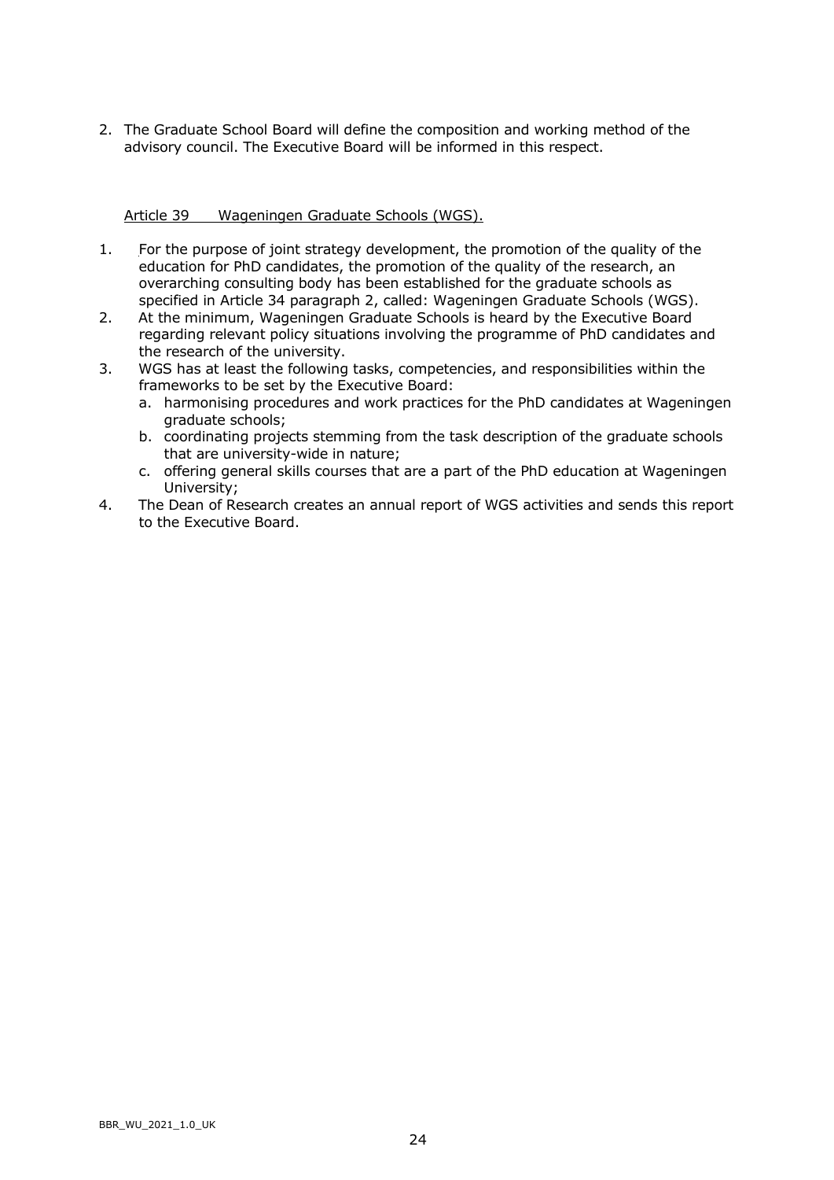2. The Graduate School Board will define the composition and working method of the advisory council. The Executive Board will be informed in this respect.

Article 39 Wageningen Graduate Schools (WGS).

1. For the purpose of joint strategy development, the promotion of the quality of the education for PhD candidates, the promotion of the quality of the research, an overarching consulting body has been established for the graduate schools as specified in Article 34 paragraph 2, called: Wageningen Graduate Schools (WGS).
2. At the minimum, Wageningen Graduate Schools is heard by the Executive Board regarding relevant policy situations involving the programme of PhD candidates and the research of the university.
3. WGS has at least the following tasks, competencies, and responsibilities within the frameworks to be set by the Executive Board:
   a. harmonising procedures and work practices for the PhD candidates at Wageningen graduate schools;
   b. coordinating projects stemming from the task description of the graduate schools that are university-wide in nature;
   c. offering general skills courses that are a part of the PhD education at Wageningen University;
4. The Dean of Research creates an annual report of WGS activities and sends this report to the Executive Board.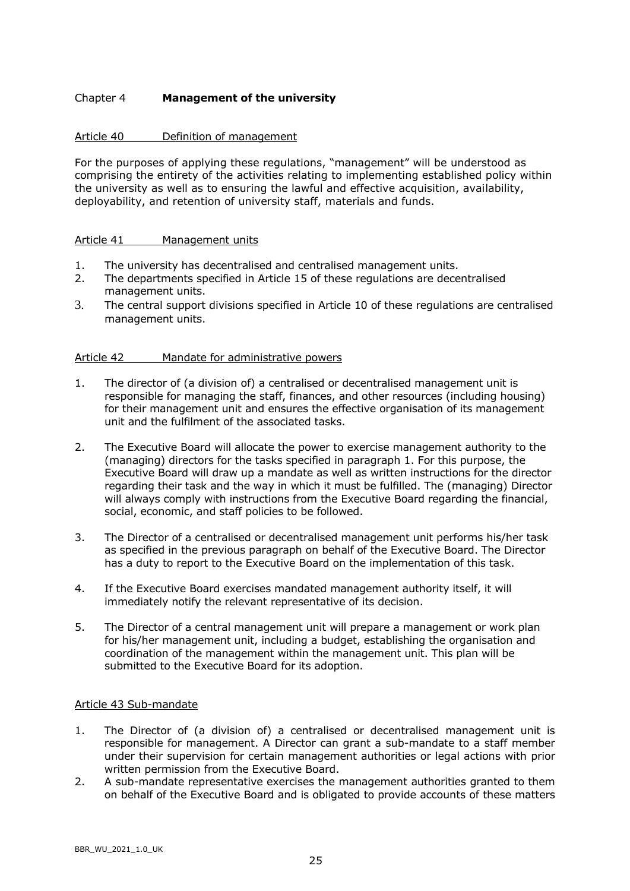## Chapter 4 **Management of the university**

### Article 40 Definition of management

For the purposes of applying these regulations, "management" will be understood as comprising the entirety of the activities relating to implementing established policy within the university as well as to ensuring the lawful and effective acquisition, availability, deployability, and retention of university staff, materials and funds.

### Article 41 Management units

1. The university has decentralised and centralised management units.
2. The departments specified in Article 15 of these regulations are decentralised management units.
3. The central support divisions specified in Article 10 of these regulations are centralised management units.

### Article 42 Mandate for administrative powers

1. The director of (a division of) a centralised or decentralised management unit is responsible for managing the staff, finances, and other resources (including housing) for their management unit and ensures the effective organisation of its management unit and the fulfilment of the associated tasks.

2. The Executive Board will allocate the power to exercise management authority to the (managing) directors for the tasks specified in paragraph 1. For this purpose, the Executive Board will draw up a mandate as well as written instructions for the director regarding their task and the way in which it must be fulfilled. The (managing) Director will always comply with instructions from the Executive Board regarding the financial, social, economic, and staff policies to be followed.

3. The Director of a centralised or decentralised management unit performs his/her task as specified in the previous paragraph on behalf of the Executive Board. The Director has a duty to report to the Executive Board on the implementation of this task.

4. If the Executive Board exercises mandated management authority itself, it will immediately notify the relevant representative of its decision.

5. The Director of a central management unit will prepare a management or work plan for his/her management unit, including a budget, establishing the organisation and coordination of the management within the management unit. This plan will be submitted to the Executive Board for its adoption.

### Article 43 Sub-mandate

1. The Director of (a division of) a centralised or decentralised management unit is responsible for management. A Director can grant a sub-mandate to a staff member under their supervision for certain management authorities or legal actions with prior written permission from the Executive Board.
2. A sub-mandate representative exercises the management authorities granted to them on behalf of the Executive Board and is obligated to provide accounts of these matters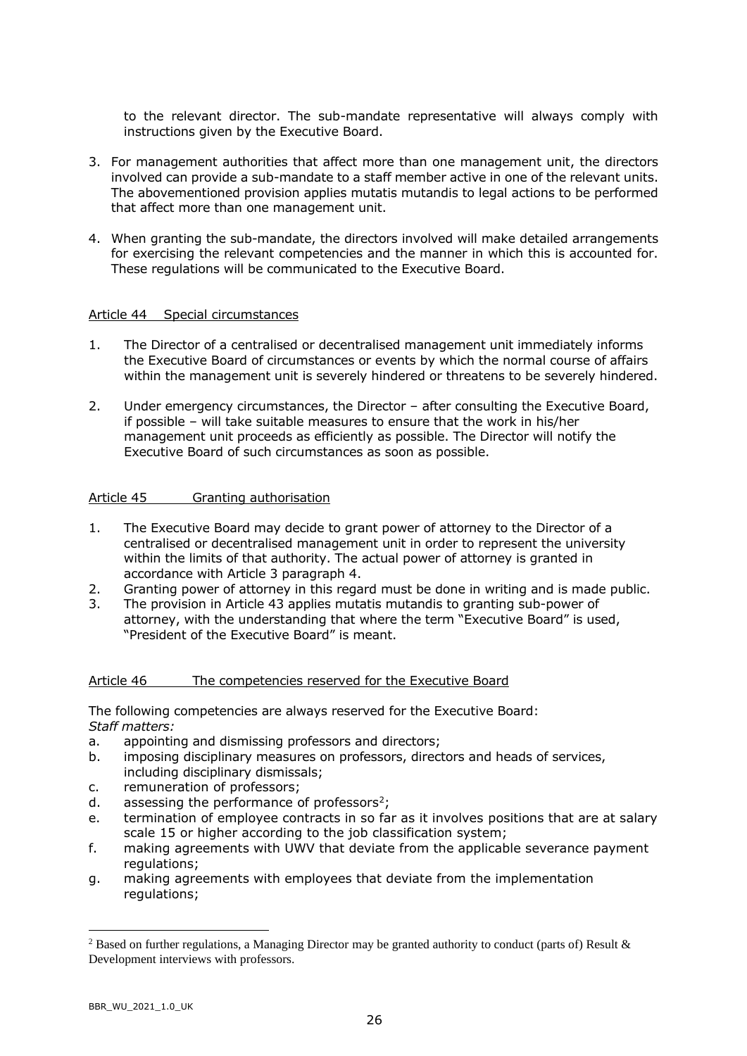to the relevant director. The sub-mandate representative will always comply with instructions given by the Executive Board.

3. For management authorities that affect more than one management unit, the directors involved can provide a sub-mandate to a staff member active in one of the relevant units. The abovementioned provision applies mutatis mutandis to legal actions to be performed that affect more than one management unit.

4. When granting the sub-mandate, the directors involved will make detailed arrangements for exercising the relevant competencies and the manner in which this is accounted for. These regulations will be communicated to the Executive Board.

Article 44 Special circumstances

1. The Director of a centralised or decentralised management unit immediately informs the Executive Board of circumstances or events by which the normal course of affairs within the management unit is severely hindered or threatens to be severely hindered.

2. Under emergency circumstances, the Director – after consulting the Executive Board, if possible – will take suitable measures to ensure that the work in his/her management unit proceeds as efficiently as possible. The Director will notify the Executive Board of such circumstances as soon as possible.

Article 45 Granting authorisation

1. The Executive Board may decide to grant power of attorney to the Director of a centralised or decentralised management unit in order to represent the university within the limits of that authority. The actual power of attorney is granted in accordance with Article 3 paragraph 4.
2. Granting power of attorney in this regard must be done in writing and is made public.
3. The provision in Article 43 applies mutatis mutandis to granting sub-power of attorney, with the understanding that where the term "Executive Board" is used, "President of the Executive Board" is meant.

Article 46 The competencies reserved for the Executive Board

The following competencies are always reserved for the Executive Board:
*Staff matters:*

a. appointing and dismissing professors and directors;
b. imposing disciplinary measures on professors, directors and heads of services, including disciplinary dismissals;
c. remuneration of professors;
d. assessing the performance of professors[2];
e. termination of employee contracts in so far as it involves positions that are at salary scale 15 or higher according to the job classification system;
f. making agreements with UWV that deviate from the applicable severance payment regulations;
g. making agreements with employees that deviate from the implementation regulations;

[2] Based on further regulations, a Managing Director may be granted authority to conduct (parts of) Result & Development interviews with professors.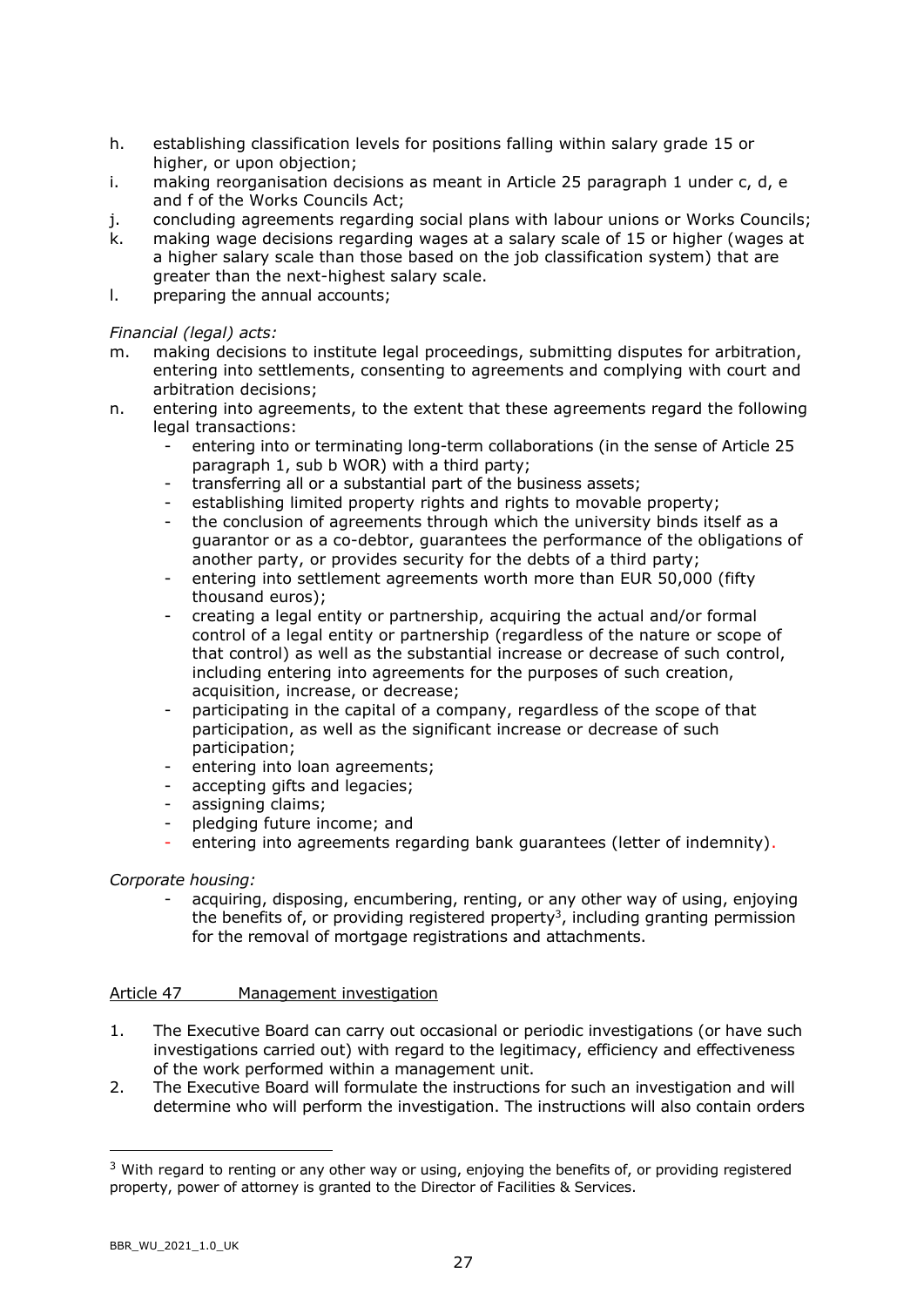h. establishing classification levels for positions falling within salary grade 15 or higher, or upon objection;
i. making reorganisation decisions as meant in Article 25 paragraph 1 under c, d, e and f of the Works Councils Act;
j. concluding agreements regarding social plans with labour unions or Works Councils;
k. making wage decisions regarding wages at a salary scale of 15 or higher (wages at a higher salary scale than those based on the job classification system) that are greater than the next-highest salary scale.
l. preparing the annual accounts;

*Financial (legal) acts:*

m. making decisions to institute legal proceedings, submitting disputes for arbitration, entering into settlements, consenting to agreements and complying with court and arbitration decisions;
n. entering into agreements, to the extent that these agreements regard the following legal transactions:
   - entering into or terminating long-term collaborations (in the sense of Article 25 paragraph 1, sub b WOR) with a third party;
   - transferring all or a substantial part of the business assets;
   - establishing limited property rights and rights to movable property;
   - the conclusion of agreements through which the university binds itself as a guarantor or as a co-debtor, guarantees the performance of the obligations of another party, or provides security for the debts of a third party;
   - entering into settlement agreements worth more than EUR 50,000 (fifty thousand euros);
   - creating a legal entity or partnership, acquiring the actual and/or formal control of a legal entity or partnership (regardless of the nature or scope of that control) as well as the substantial increase or decrease of such control, including entering into agreements for the purposes of such creation, acquisition, increase, or decrease;
   - participating in the capital of a company, regardless of the scope of that participation, as well as the significant increase or decrease of such participation;
   - entering into loan agreements;
   - accepting gifts and legacies;
   - assigning claims;
   - pledging future income; and
   - entering into agreements regarding bank guarantees (letter of indemnity).

*Corporate housing:*

- acquiring, disposing, encumbering, renting, or any other way of using, enjoying the benefits of, or providing registered property[3], including granting permission for the removal of mortgage registrations and attachments.

## Article 47 Management investigation

1. The Executive Board can carry out occasional or periodic investigations (or have such investigations carried out) with regard to the legitimacy, efficiency and effectiveness of the work performed within a management unit.
2. The Executive Board will formulate the instructions for such an investigation and will determine who will perform the investigation. The instructions will also contain orders

[3] With regard to renting or any other way or using, enjoying the benefits of, or providing registered property, power of attorney is granted to the Director of Facilities & Services.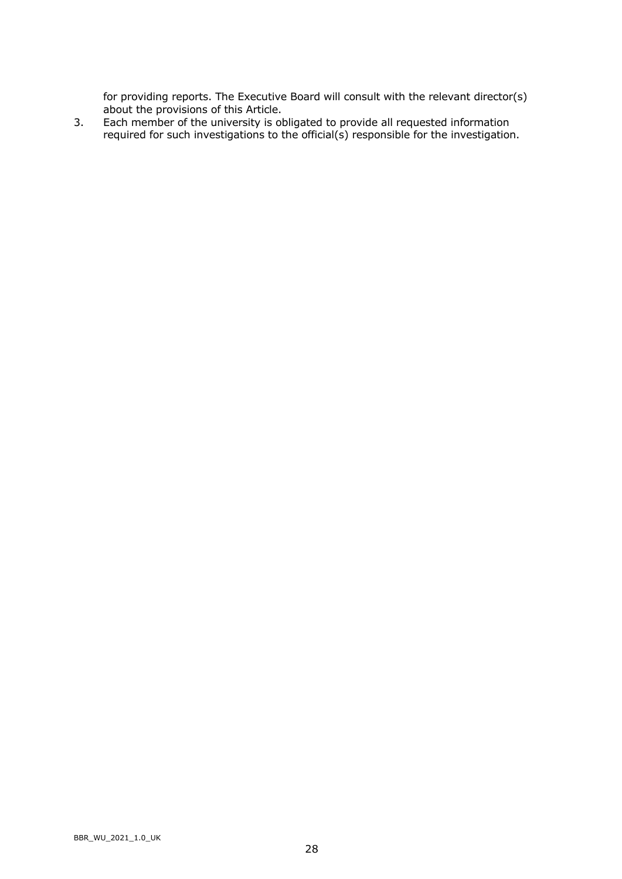for providing reports. The Executive Board will consult with the relevant director(s) about the provisions of this Article.

3. Each member of the university is obligated to provide all requested information required for such investigations to the official(s) responsible for the investigation.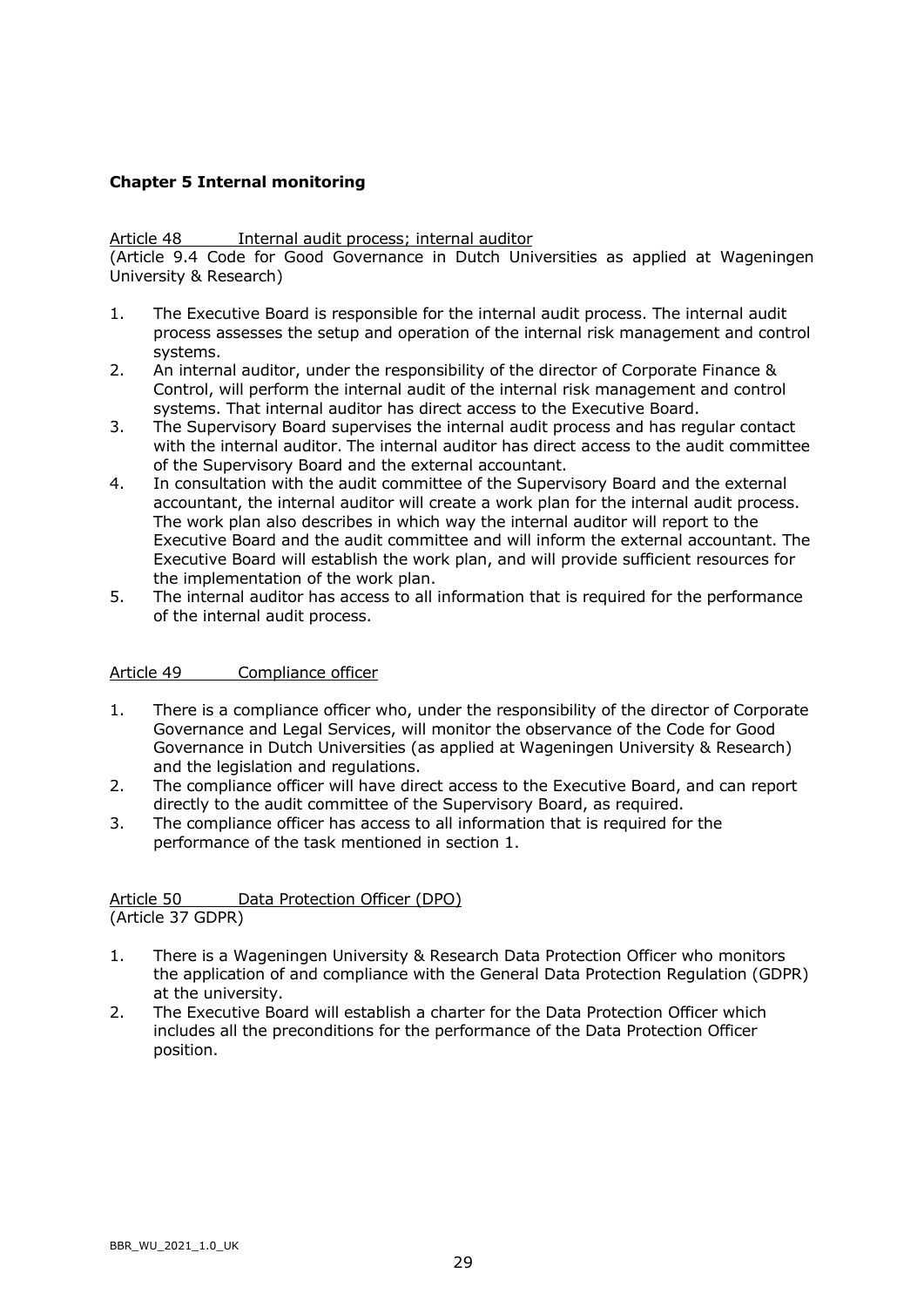## Chapter 5 Internal monitoring

### Article 48 Internal audit process; internal auditor

(Article 9.4 Code for Good Governance in Dutch Universities as applied at Wageningen University & Research)

1. The Executive Board is responsible for the internal audit process. The internal audit process assesses the setup and operation of the internal risk management and control systems.
2. An internal auditor, under the responsibility of the director of Corporate Finance & Control, will perform the internal audit of the internal risk management and control systems. That internal auditor has direct access to the Executive Board.
3. The Supervisory Board supervises the internal audit process and has regular contact with the internal auditor. The internal auditor has direct access to the audit committee of the Supervisory Board and the external accountant.
4. In consultation with the audit committee of the Supervisory Board and the external accountant, the internal auditor will create a work plan for the internal audit process. The work plan also describes in which way the internal auditor will report to the Executive Board and the audit committee and will inform the external accountant. The Executive Board will establish the work plan, and will provide sufficient resources for the implementation of the work plan.
5. The internal auditor has access to all information that is required for the performance of the internal audit process.

### Article 49 Compliance officer

1. There is a compliance officer who, under the responsibility of the director of Corporate Governance and Legal Services, will monitor the observance of the Code for Good Governance in Dutch Universities (as applied at Wageningen University & Research) and the legislation and regulations.
2. The compliance officer will have direct access to the Executive Board, and can report directly to the audit committee of the Supervisory Board, as required.
3. The compliance officer has access to all information that is required for the performance of the task mentioned in section 1.

### Article 50 Data Protection Officer (DPO)

(Article 37 GDPR)

1. There is a Wageningen University & Research Data Protection Officer who monitors the application of and compliance with the General Data Protection Regulation (GDPR) at the university.
2. The Executive Board will establish a charter for the Data Protection Officer which includes all the preconditions for the performance of the Data Protection Officer position.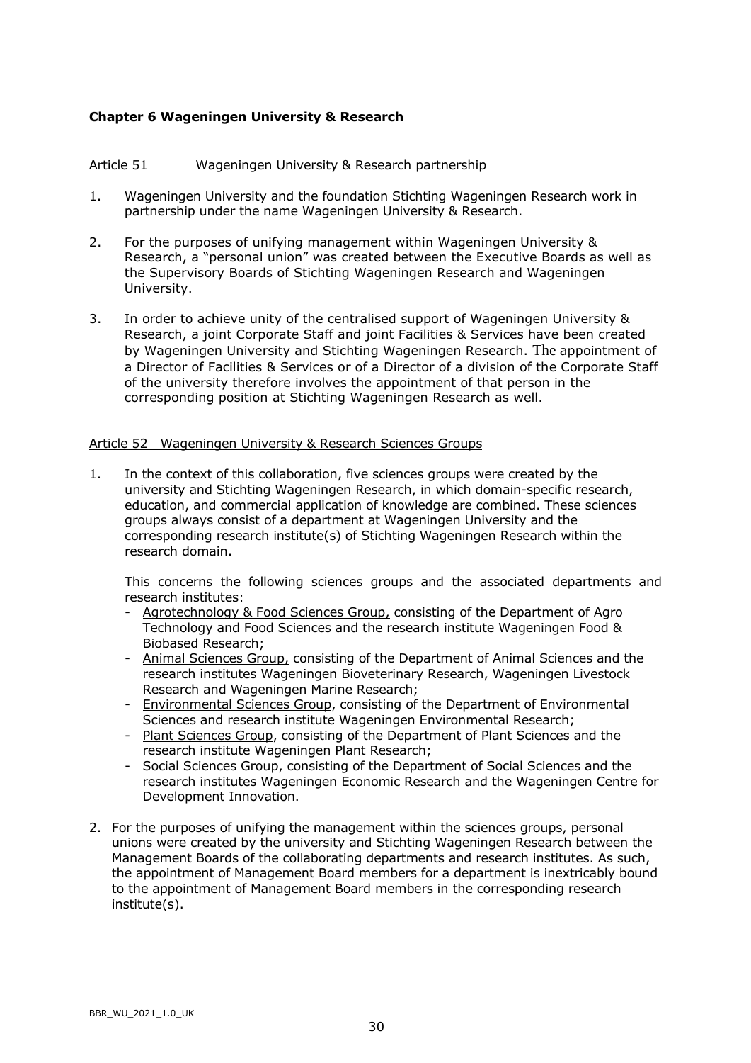## Chapter 6 Wageningen University & Research

### Article 51 Wageningen University & Research partnership

1. Wageningen University and the foundation Stichting Wageningen Research work in partnership under the name Wageningen University & Research.

2. For the purposes of unifying management within Wageningen University & Research, a "personal union" was created between the Executive Boards as well as the Supervisory Boards of Stichting Wageningen Research and Wageningen University.

3. In order to achieve unity of the centralised support of Wageningen University & Research, a joint Corporate Staff and joint Facilities & Services have been created by Wageningen University and Stichting Wageningen Research. The appointment of a Director of Facilities & Services or of a Director of a division of the Corporate Staff of the university therefore involves the appointment of that person in the corresponding position at Stichting Wageningen Research as well.

### Article 52 Wageningen University & Research Sciences Groups

1. In the context of this collaboration, five sciences groups were created by the university and Stichting Wageningen Research, in which domain-specific research, education, and commercial application of knowledge are combined. These sciences groups always consist of a department at Wageningen University and the corresponding research institute(s) of Stichting Wageningen Research within the research domain.

   This concerns the following sciences groups and the associated departments and research institutes:
   - Agrotechnology & Food Sciences Group, consisting of the Department of Agro Technology and Food Sciences and the research institute Wageningen Food & Biobased Research;
   - Animal Sciences Group, consisting of the Department of Animal Sciences and the research institutes Wageningen Bioveterinary Research, Wageningen Livestock Research and Wageningen Marine Research;
   - Environmental Sciences Group, consisting of the Department of Environmental Sciences and research institute Wageningen Environmental Research;
   - Plant Sciences Group, consisting of the Department of Plant Sciences and the research institute Wageningen Plant Research;
   - Social Sciences Group, consisting of the Department of Social Sciences and the research institutes Wageningen Economic Research and the Wageningen Centre for Development Innovation.

2. For the purposes of unifying the management within the sciences groups, personal unions were created by the university and Stichting Wageningen Research between the Management Boards of the collaborating departments and research institutes. As such, the appointment of Management Board members for a department is inextricably bound to the appointment of Management Board members in the corresponding research institute(s).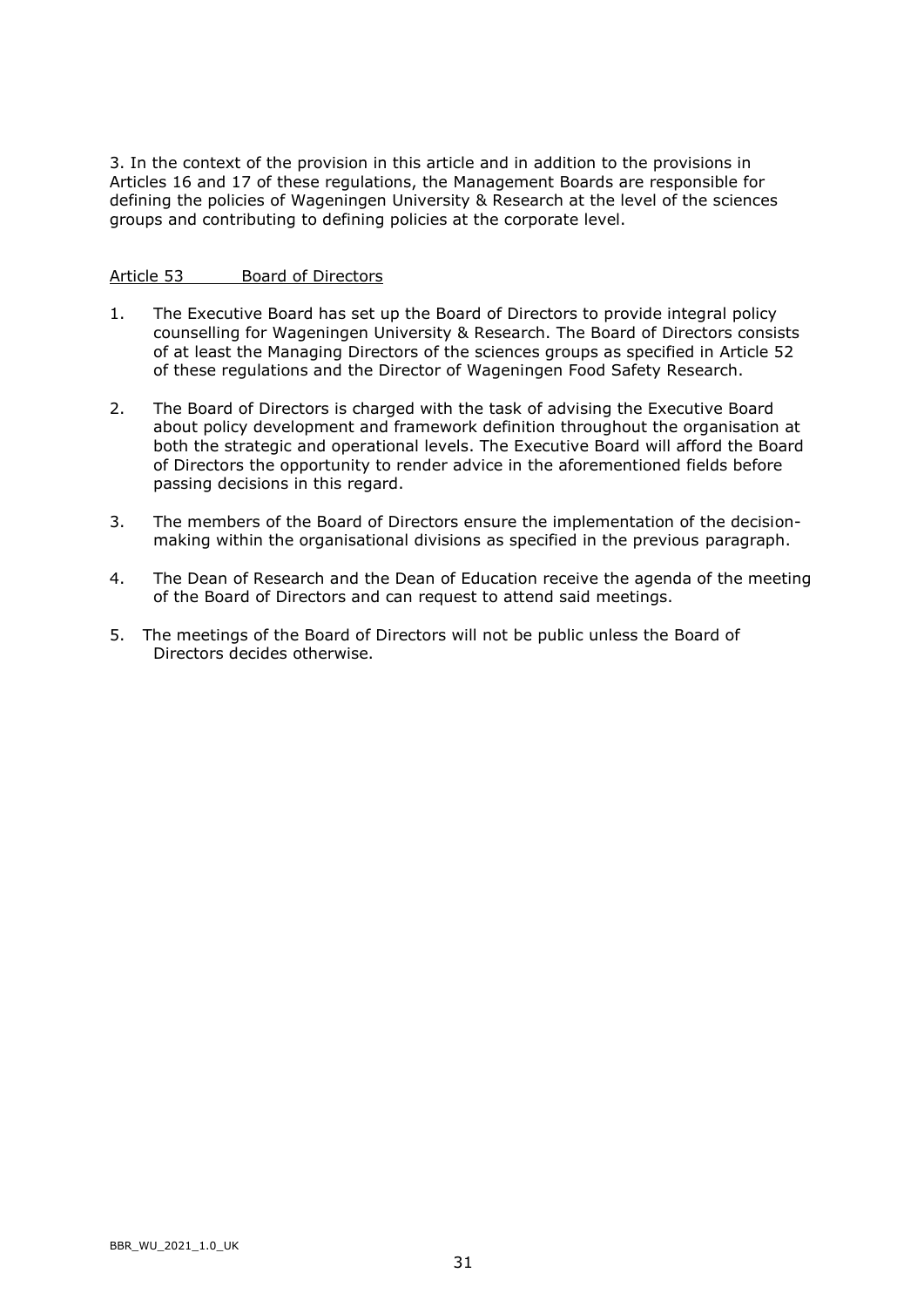3. In the context of the provision in this article and in addition to the provisions in Articles 16 and 17 of these regulations, the Management Boards are responsible for defining the policies of Wageningen University & Research at the level of the sciences groups and contributing to defining policies at the corporate level.

### Article 53 Board of Directors

1. The Executive Board has set up the Board of Directors to provide integral policy counselling for Wageningen University & Research. The Board of Directors consists of at least the Managing Directors of the sciences groups as specified in Article 52 of these regulations and the Director of Wageningen Food Safety Research.

2. The Board of Directors is charged with the task of advising the Executive Board about policy development and framework definition throughout the organisation at both the strategic and operational levels. The Executive Board will afford the Board of Directors the opportunity to render advice in the aforementioned fields before passing decisions in this regard.

3. The members of the Board of Directors ensure the implementation of the decision-making within the organisational divisions as specified in the previous paragraph.

4. The Dean of Research and the Dean of Education receive the agenda of the meeting of the Board of Directors and can request to attend said meetings.

5. The meetings of the Board of Directors will not be public unless the Board of Directors decides otherwise.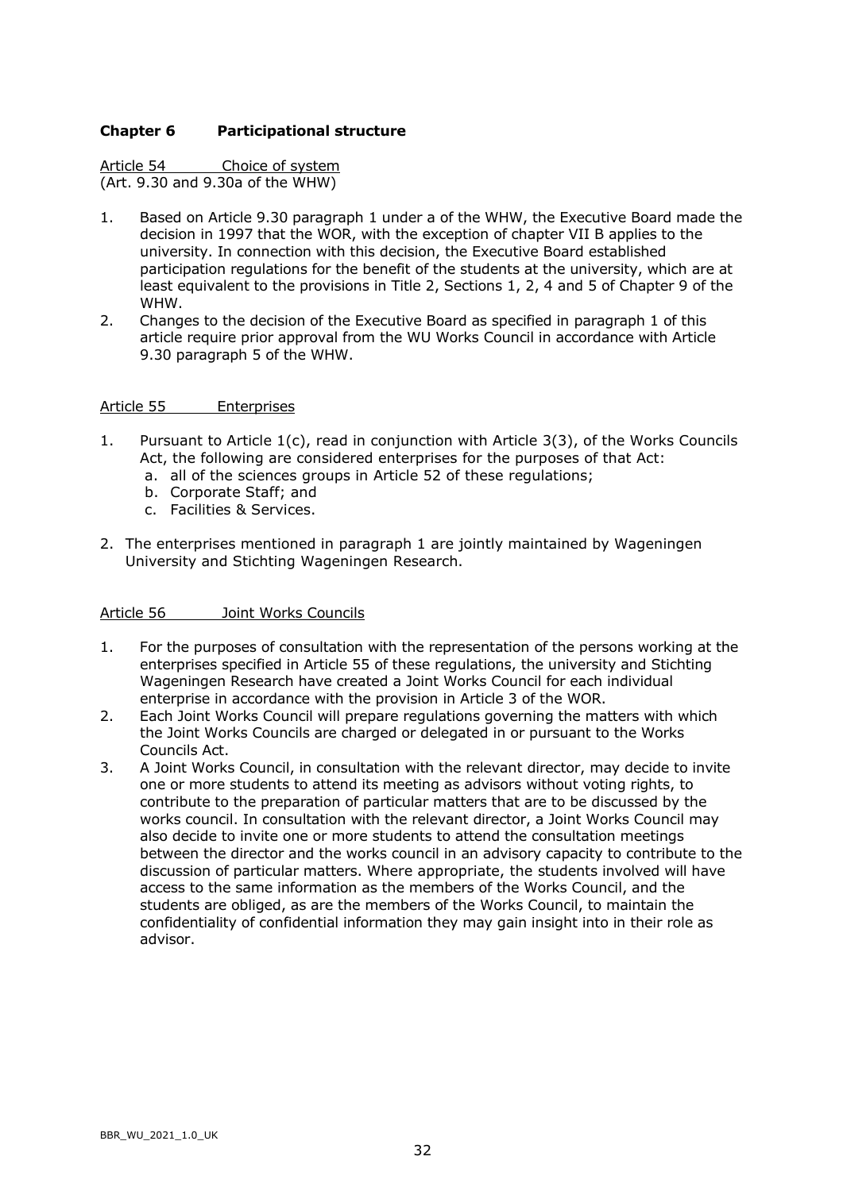## Chapter 6 Participational structure

Article 54 Choice of system
(Art. 9.30 and 9.30a of the WHW)

1. Based on Article 9.30 paragraph 1 under a of the WHW, the Executive Board made the decision in 1997 that the WOR, with the exception of chapter VII B applies to the university. In connection with this decision, the Executive Board established participation regulations for the benefit of the students at the university, which are at least equivalent to the provisions in Title 2, Sections 1, 2, 4 and 5 of Chapter 9 of the WHW.
2. Changes to the decision of the Executive Board as specified in paragraph 1 of this article require prior approval from the WU Works Council in accordance with Article 9.30 paragraph 5 of the WHW.

Article 55 Enterprises

1. Pursuant to Article 1(c), read in conjunction with Article 3(3), of the Works Councils Act, the following are considered enterprises for the purposes of that Act:
   a. all of the sciences groups in Article 52 of these regulations;
   b. Corporate Staff; and
   c. Facilities & Services.
2. The enterprises mentioned in paragraph 1 are jointly maintained by Wageningen University and Stichting Wageningen Research.

Article 56 Joint Works Councils

1. For the purposes of consultation with the representation of the persons working at the enterprises specified in Article 55 of these regulations, the university and Stichting Wageningen Research have created a Joint Works Council for each individual enterprise in accordance with the provision in Article 3 of the WOR.
2. Each Joint Works Council will prepare regulations governing the matters with which the Joint Works Councils are charged or delegated in or pursuant to the Works Councils Act.
3. A Joint Works Council, in consultation with the relevant director, may decide to invite one or more students to attend its meeting as advisors without voting rights, to contribute to the preparation of particular matters that are to be discussed by the works council. In consultation with the relevant director, a Joint Works Council may also decide to invite one or more students to attend the consultation meetings between the director and the works council in an advisory capacity to contribute to the discussion of particular matters. Where appropriate, the students involved will have access to the same information as the members of the Works Council, and the students are obliged, as are the members of the Works Council, to maintain the confidentiality of confidential information they may gain insight into in their role as advisor.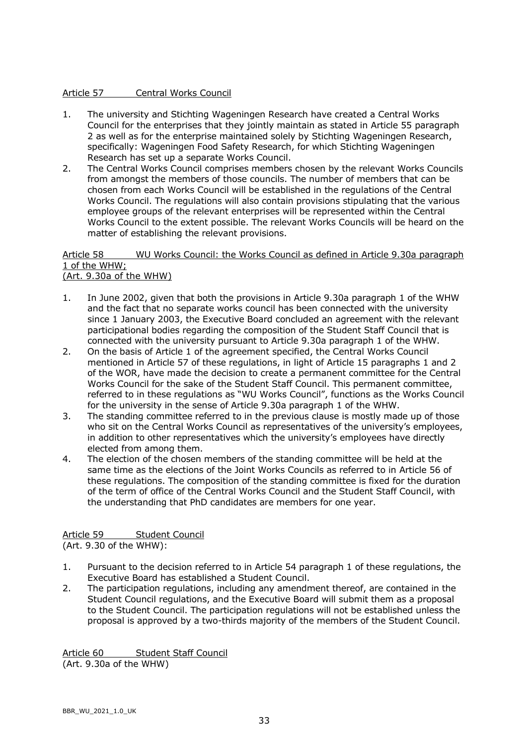## Article 57 Central Works Council

1. The university and Stichting Wageningen Research have created a Central Works Council for the enterprises that they jointly maintain as stated in Article 55 paragraph 2 as well as for the enterprise maintained solely by Stichting Wageningen Research, specifically: Wageningen Food Safety Research, for which Stichting Wageningen Research has set up a separate Works Council.
2. The Central Works Council comprises members chosen by the relevant Works Councils from amongst the members of those councils. The number of members that can be chosen from each Works Council will be established in the regulations of the Central Works Council. The regulations will also contain provisions stipulating that the various employee groups of the relevant enterprises will be represented within the Central Works Council to the extent possible. The relevant Works Councils will be heard on the matter of establishing the relevant provisions.

## Article 58 WU Works Council: the Works Council as defined in Article 9.30a paragraph 1 of the WHW;
(Art. 9.30a of the WHW)

1. In June 2002, given that both the provisions in Article 9.30a paragraph 1 of the WHW and the fact that no separate works council has been connected with the university since 1 January 2003, the Executive Board concluded an agreement with the relevant participational bodies regarding the composition of the Student Staff Council that is connected with the university pursuant to Article 9.30a paragraph 1 of the WHW.
2. On the basis of Article 1 of the agreement specified, the Central Works Council mentioned in Article 57 of these regulations, in light of Article 15 paragraphs 1 and 2 of the WOR, have made the decision to create a permanent committee for the Central Works Council for the sake of the Student Staff Council. This permanent committee, referred to in these regulations as "WU Works Council", functions as the Works Council for the university in the sense of Article 9.30a paragraph 1 of the WHW.
3. The standing committee referred to in the previous clause is mostly made up of those who sit on the Central Works Council as representatives of the university's employees, in addition to other representatives which the university's employees have directly elected from among them.
4. The election of the chosen members of the standing committee will be held at the same time as the elections of the Joint Works Councils as referred to in Article 56 of these regulations. The composition of the standing committee is fixed for the duration of the term of office of the Central Works Council and the Student Staff Council, with the understanding that PhD candidates are members for one year.

## Article 59 Student Council
(Art. 9.30 of the WHW):

1. Pursuant to the decision referred to in Article 54 paragraph 1 of these regulations, the Executive Board has established a Student Council.
2. The participation regulations, including any amendment thereof, are contained in the Student Council regulations, and the Executive Board will submit them as a proposal to the Student Council. The participation regulations will not be established unless the proposal is approved by a two-thirds majority of the members of the Student Council.

## Article 60 Student Staff Council
(Art. 9.30a of the WHW)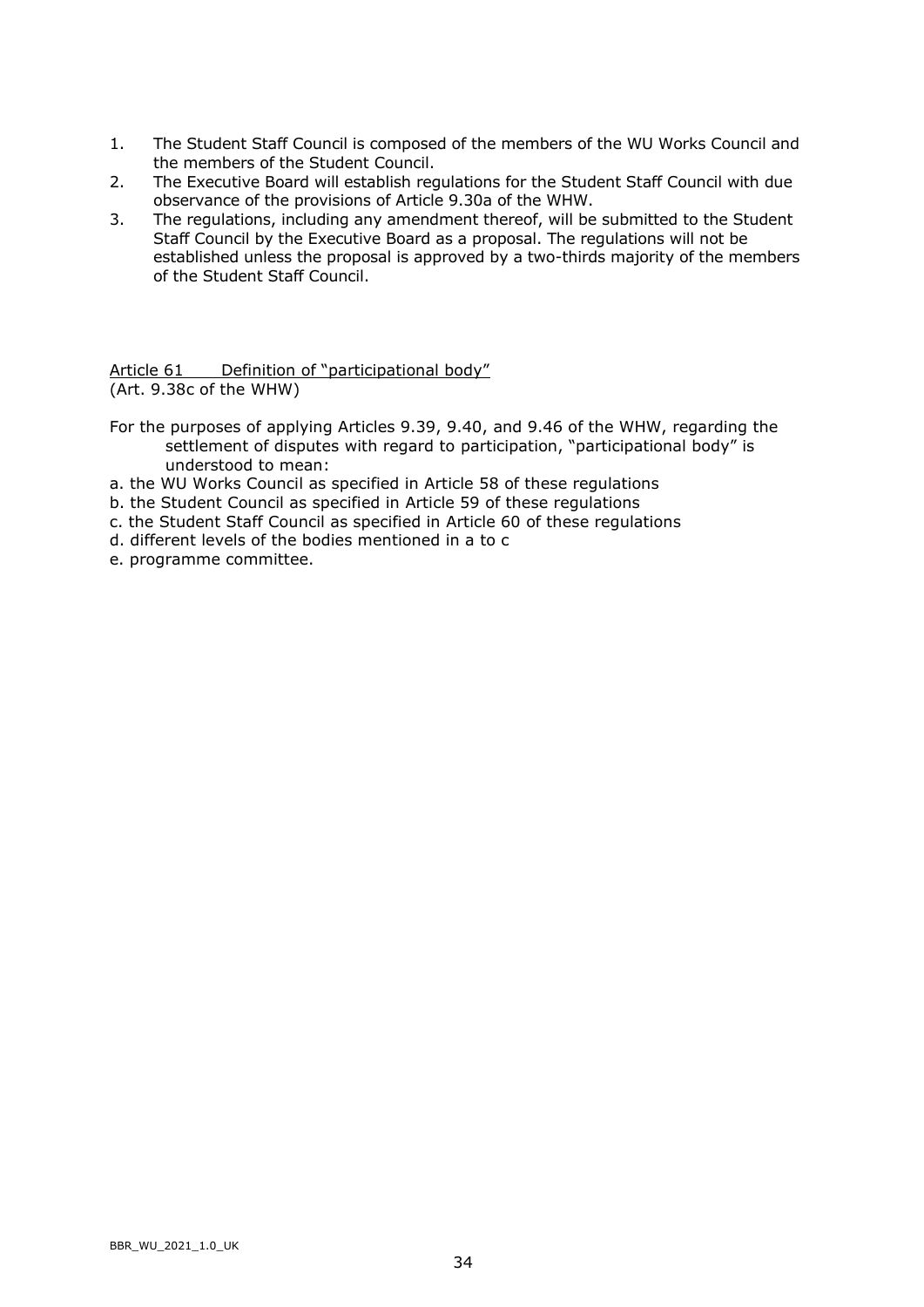1. The Student Staff Council is composed of the members of the WU Works Council and the members of the Student Council.
2. The Executive Board will establish regulations for the Student Staff Council with due observance of the provisions of Article 9.30a of the WHW.
3. The regulations, including any amendment thereof, will be submitted to the Student Staff Council by the Executive Board as a proposal. The regulations will not be established unless the proposal is approved by a two-thirds majority of the members of the Student Staff Council.

## Article 61 Definition of "participational body"

(Art. 9.38c of the WHW)

For the purposes of applying Articles 9.39, 9.40, and 9.46 of the WHW, regarding the settlement of disputes with regard to participation, "participational body" is understood to mean:

a. the WU Works Council as specified in Article 58 of these regulations
b. the Student Council as specified in Article 59 of these regulations
c. the Student Staff Council as specified in Article 60 of these regulations
d. different levels of the bodies mentioned in a to c
e. programme committee.

BBR_WU_2021_1.0_UK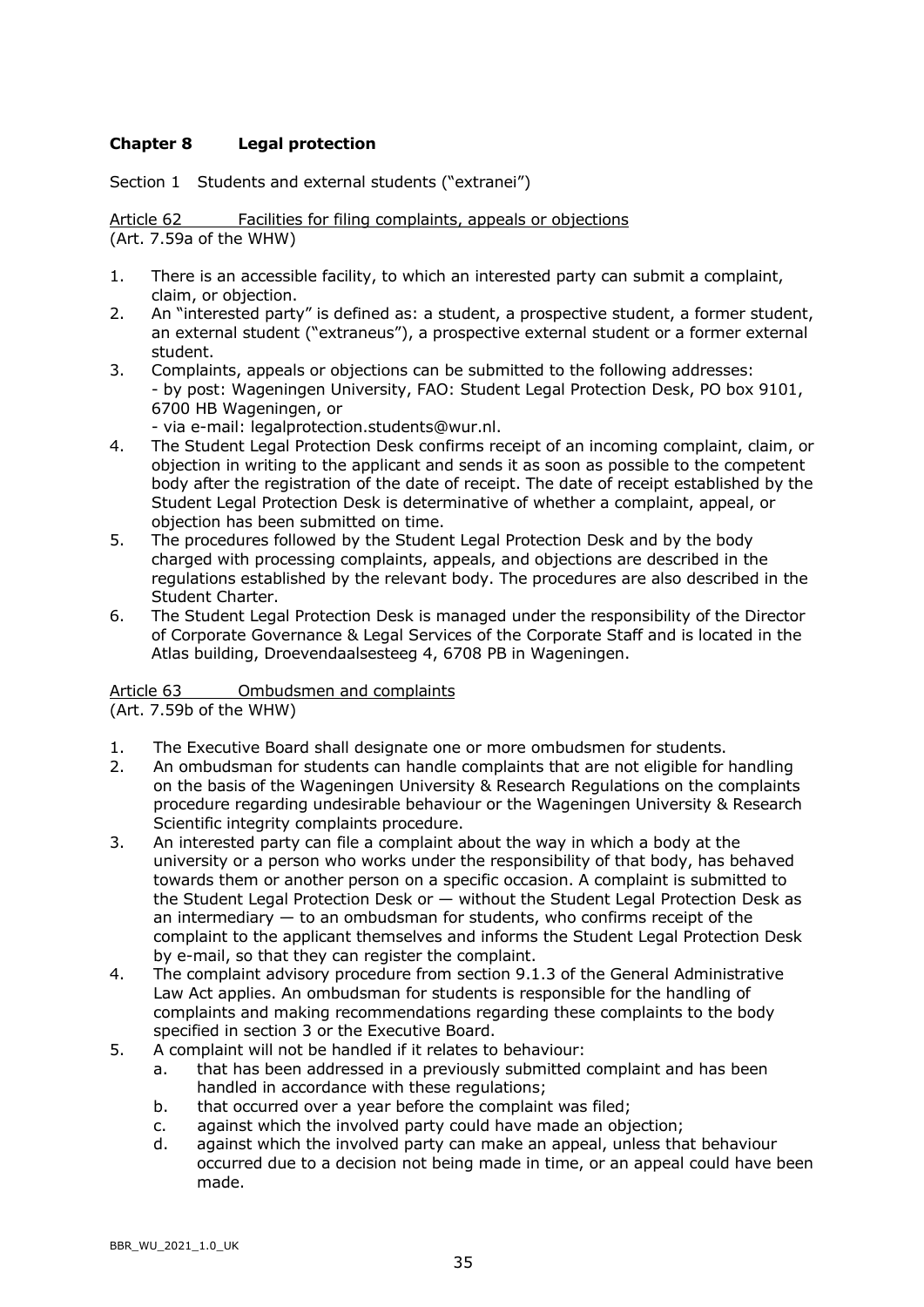# Chapter 8 Legal protection

Section 1 Students and external students ("extranei")

Article 62 Facilities for filing complaints, appeals or objections
(Art. 7.59a of the WHW)

1. There is an accessible facility, to which an interested party can submit a complaint, claim, or objection.
2. An "interested party" is defined as: a student, a prospective student, a former student, an external student ("extraneus"), a prospective external student or a former external student.
3. Complaints, appeals or objections can be submitted to the following addresses:
   - by post: Wageningen University, FAO: Student Legal Protection Desk, PO box 9101, 6700 HB Wageningen, or
   - via e-mail: legalprotection.students@wur.nl.
4. The Student Legal Protection Desk confirms receipt of an incoming complaint, claim, or objection in writing to the applicant and sends it as soon as possible to the competent body after the registration of the date of receipt. The date of receipt established by the Student Legal Protection Desk is determinative of whether a complaint, appeal, or objection has been submitted on time.
5. The procedures followed by the Student Legal Protection Desk and by the body charged with processing complaints, appeals, and objections are described in the regulations established by the relevant body. The procedures are also described in the Student Charter.
6. The Student Legal Protection Desk is managed under the responsibility of the Director of Corporate Governance & Legal Services of the Corporate Staff and is located in the Atlas building, Droevendaalsesteeg 4, 6708 PB in Wageningen.

Article 63 Ombudsmen and complaints
(Art. 7.59b of the WHW)

1. The Executive Board shall designate one or more ombudsmen for students.
2. An ombudsman for students can handle complaints that are not eligible for handling on the basis of the Wageningen University & Research Regulations on the complaints procedure regarding undesirable behaviour or the Wageningen University & Research Scientific integrity complaints procedure.
3. An interested party can file a complaint about the way in which a body at the university or a person who works under the responsibility of that body, has behaved towards them or another person on a specific occasion. A complaint is submitted to the Student Legal Protection Desk or — without the Student Legal Protection Desk as an intermediary — to an ombudsman for students, who confirms receipt of the complaint to the applicant themselves and informs the Student Legal Protection Desk by e-mail, so that they can register the complaint.
4. The complaint advisory procedure from section 9.1.3 of the General Administrative Law Act applies. An ombudsman for students is responsible for the handling of complaints and making recommendations regarding these complaints to the body specified in section 3 or the Executive Board.
5. A complaint will not be handled if it relates to behaviour:
   a. that has been addressed in a previously submitted complaint and has been handled in accordance with these regulations;
   b. that occurred over a year before the complaint was filed;
   c. against which the involved party could have made an objection;
   d. against which the involved party can make an appeal, unless that behaviour occurred due to a decision not being made in time, or an appeal could have been made.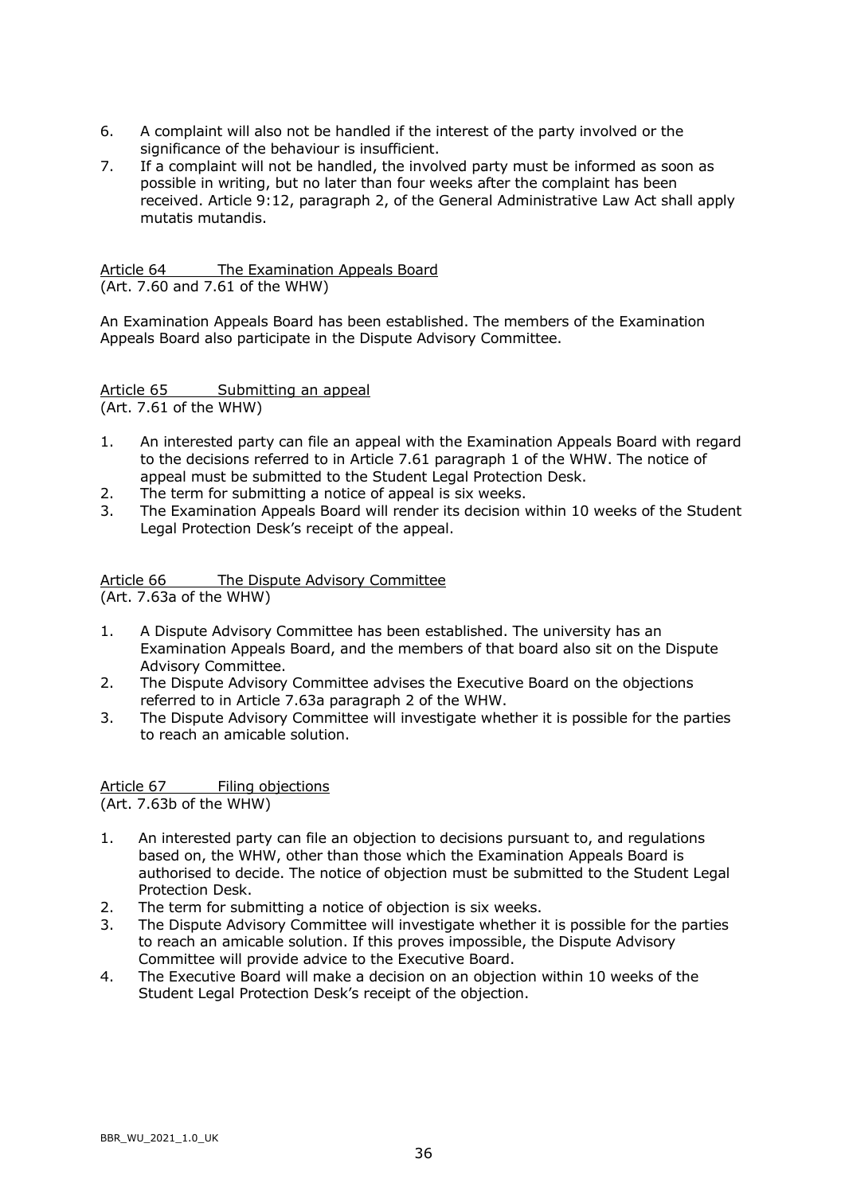6. A complaint will also not be handled if the interest of the party involved or the significance of the behaviour is insufficient.
7. If a complaint will not be handled, the involved party must be informed as soon as possible in writing, but no later than four weeks after the complaint has been received. Article 9:12, paragraph 2, of the General Administrative Law Act shall apply mutatis mutandis.

### Article 64 The Examination Appeals Board
(Art. 7.60 and 7.61 of the WHW)

An Examination Appeals Board has been established. The members of the Examination Appeals Board also participate in the Dispute Advisory Committee.

### Article 65 Submitting an appeal
(Art. 7.61 of the WHW)

1. An interested party can file an appeal with the Examination Appeals Board with regard to the decisions referred to in Article 7.61 paragraph 1 of the WHW. The notice of appeal must be submitted to the Student Legal Protection Desk.
2. The term for submitting a notice of appeal is six weeks.
3. The Examination Appeals Board will render its decision within 10 weeks of the Student Legal Protection Desk's receipt of the appeal.

### Article 66 The Dispute Advisory Committee
(Art. 7.63a of the WHW)

1. A Dispute Advisory Committee has been established. The university has an Examination Appeals Board, and the members of that board also sit on the Dispute Advisory Committee.
2. The Dispute Advisory Committee advises the Executive Board on the objections referred to in Article 7.63a paragraph 2 of the WHW.
3. The Dispute Advisory Committee will investigate whether it is possible for the parties to reach an amicable solution.

### Article 67 Filing objections
(Art. 7.63b of the WHW)

1. An interested party can file an objection to decisions pursuant to, and regulations based on, the WHW, other than those which the Examination Appeals Board is authorised to decide. The notice of objection must be submitted to the Student Legal Protection Desk.
2. The term for submitting a notice of objection is six weeks.
3. The Dispute Advisory Committee will investigate whether it is possible for the parties to reach an amicable solution. If this proves impossible, the Dispute Advisory Committee will provide advice to the Executive Board.
4. The Executive Board will make a decision on an objection within 10 weeks of the Student Legal Protection Desk's receipt of the objection.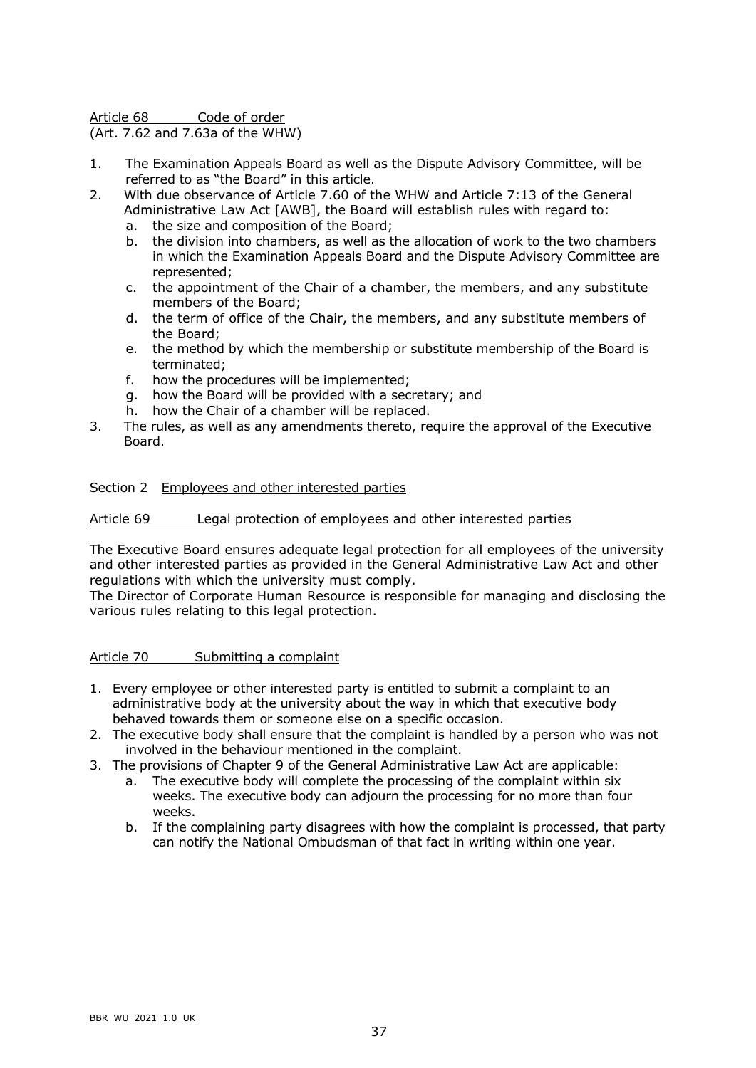Article 68 Code of order
(Art. 7.62 and 7.63a of the WHW)

1. The Examination Appeals Board as well as the Dispute Advisory Committee, will be referred to as "the Board" in this article.
2. With due observance of Article 7.60 of the WHW and Article 7:13 of the General Administrative Law Act [AWB], the Board will establish rules with regard to:
   a. the size and composition of the Board;
   b. the division into chambers, as well as the allocation of work to the two chambers in which the Examination Appeals Board and the Dispute Advisory Committee are represented;
   c. the appointment of the Chair of a chamber, the members, and any substitute members of the Board;
   d. the term of office of the Chair, the members, and any substitute members of the Board;
   e. the method by which the membership or substitute membership of the Board is terminated;
   f. how the procedures will be implemented;
   g. how the Board will be provided with a secretary; and
   h. how the Chair of a chamber will be replaced.
3. The rules, as well as any amendments thereto, require the approval of the Executive Board.

## Section 2 Employees and other interested parties

Article 69 Legal protection of employees and other interested parties

The Executive Board ensures adequate legal protection for all employees of the university and other interested parties as provided in the General Administrative Law Act and other regulations with which the university must comply.
The Director of Corporate Human Resource is responsible for managing and disclosing the various rules relating to this legal protection.

Article 70 Submitting a complaint

1. Every employee or other interested party is entitled to submit a complaint to an administrative body at the university about the way in which that executive body behaved towards them or someone else on a specific occasion.
2. The executive body shall ensure that the complaint is handled by a person who was not involved in the behaviour mentioned in the complaint.
3. The provisions of Chapter 9 of the General Administrative Law Act are applicable:
   a. The executive body will complete the processing of the complaint within six weeks. The executive body can adjourn the processing for no more than four weeks.
   b. If the complaining party disagrees with how the complaint is processed, that party can notify the National Ombudsman of that fact in writing within one year.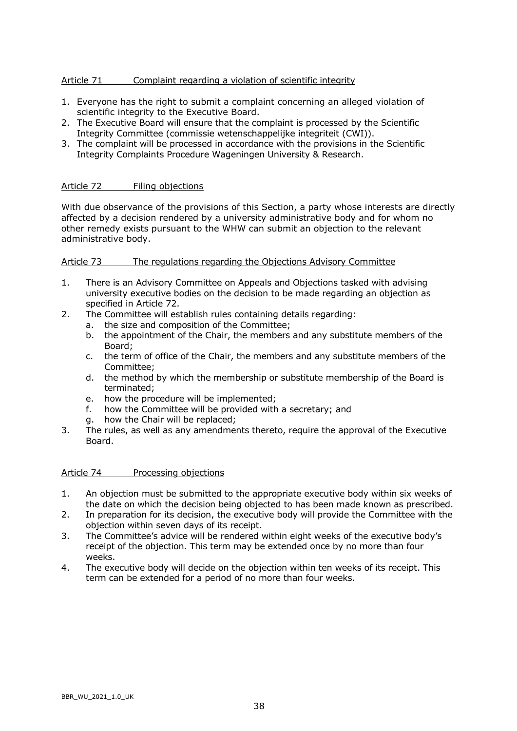### Article 71 Complaint regarding a violation of scientific integrity

1. Everyone has the right to submit a complaint concerning an alleged violation of scientific integrity to the Executive Board.
2. The Executive Board will ensure that the complaint is processed by the Scientific Integrity Committee (commissie wetenschappelijke integriteit (CWI)).
3. The complaint will be processed in accordance with the provisions in the Scientific Integrity Complaints Procedure Wageningen University & Research.

### Article 72 Filing objections

With due observance of the provisions of this Section, a party whose interests are directly affected by a decision rendered by a university administrative body and for whom no other remedy exists pursuant to the WHW can submit an objection to the relevant administrative body.

### Article 73 The regulations regarding the Objections Advisory Committee

1. There is an Advisory Committee on Appeals and Objections tasked with advising university executive bodies on the decision to be made regarding an objection as specified in Article 72.
2. The Committee will establish rules containing details regarding:
   a. the size and composition of the Committee;
   b. the appointment of the Chair, the members and any substitute members of the Board;
   c. the term of office of the Chair, the members and any substitute members of the Committee;
   d. the method by which the membership or substitute membership of the Board is terminated;
   e. how the procedure will be implemented;
   f. how the Committee will be provided with a secretary; and
   g. how the Chair will be replaced;
3. The rules, as well as any amendments thereto, require the approval of the Executive Board.

### Article 74 Processing objections

1. An objection must be submitted to the appropriate executive body within six weeks of the date on which the decision being objected to has been made known as prescribed.
2. In preparation for its decision, the executive body will provide the Committee with the objection within seven days of its receipt.
3. The Committee's advice will be rendered within eight weeks of the executive body's receipt of the objection. This term may be extended once by no more than four weeks.
4. The executive body will decide on the objection within ten weeks of its receipt. This term can be extended for a period of no more than four weeks.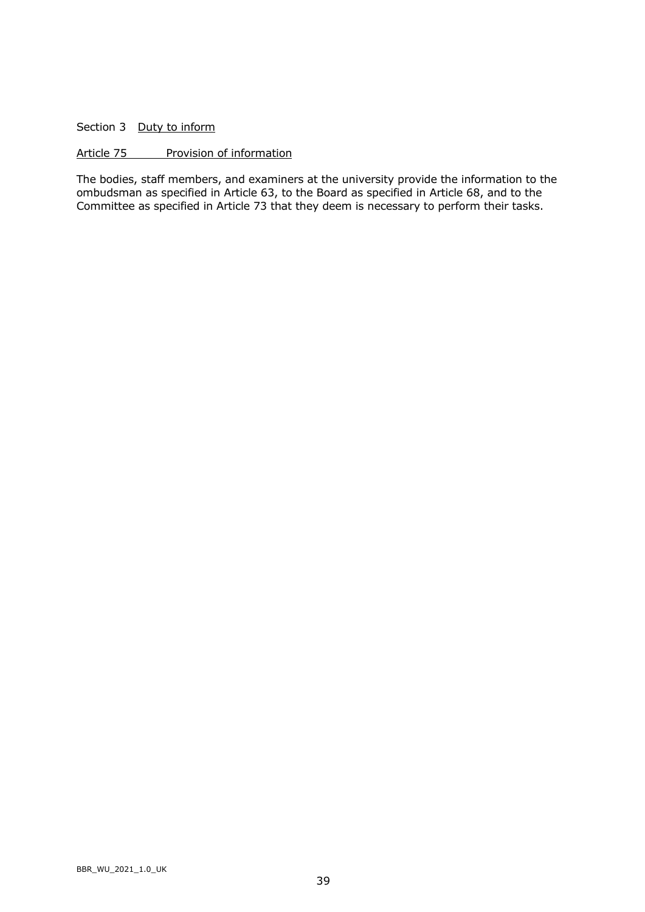## Section 3 Duty to inform

### Article 75 Provision of information

The bodies, staff members, and examiners at the university provide the information to the ombudsman as specified in Article 63, to the Board as specified in Article 68, and to the Committee as specified in Article 73 that they deem is necessary to perform their tasks.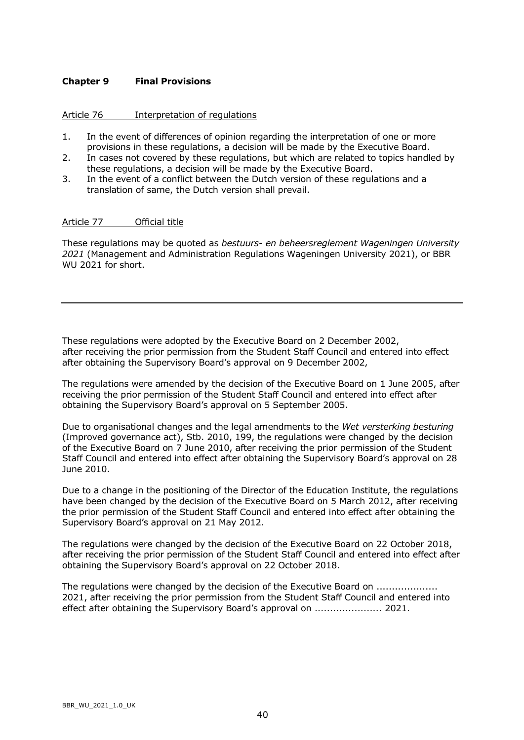## Chapter 9 Final Provisions

Article 76 Interpretation of regulations

1. In the event of differences of opinion regarding the interpretation of one or more provisions in these regulations, a decision will be made by the Executive Board.
2. In cases not covered by these regulations, but which are related to topics handled by these regulations, a decision will be made by the Executive Board.
3. In the event of a conflict between the Dutch version of these regulations and a translation of same, the Dutch version shall prevail.

Article 77 Official title

These regulations may be quoted as *bestuurs- en beheersreglement Wageningen University 2021* (Management and Administration Regulations Wageningen University 2021), or BBR WU 2021 for short.

---

These regulations were adopted by the Executive Board on 2 December 2002, after receiving the prior permission from the Student Staff Council and entered into effect after obtaining the Supervisory Board's approval on 9 December 2002,

The regulations were amended by the decision of the Executive Board on 1 June 2005, after receiving the prior permission of the Student Staff Council and entered into effect after obtaining the Supervisory Board's approval on 5 September 2005.

Due to organisational changes and the legal amendments to the *Wet versterking besturing* (Improved governance act), Stb. 2010, 199, the regulations were changed by the decision of the Executive Board on 7 June 2010, after receiving the prior permission of the Student Staff Council and entered into effect after obtaining the Supervisory Board's approval on 28 June 2010.

Due to a change in the positioning of the Director of the Education Institute, the regulations have been changed by the decision of the Executive Board on 5 March 2012, after receiving the prior permission of the Student Staff Council and entered into effect after obtaining the Supervisory Board's approval on 21 May 2012.

The regulations were changed by the decision of the Executive Board on 22 October 2018, after receiving the prior permission of the Student Staff Council and entered into effect after obtaining the Supervisory Board's approval on 22 October 2018.

The regulations were changed by the decision of the Executive Board on .................... 2021, after receiving the prior permission from the Student Staff Council and entered into effect after obtaining the Supervisory Board's approval on ...................... 2021.

BBR_WU_2021_1.0_UK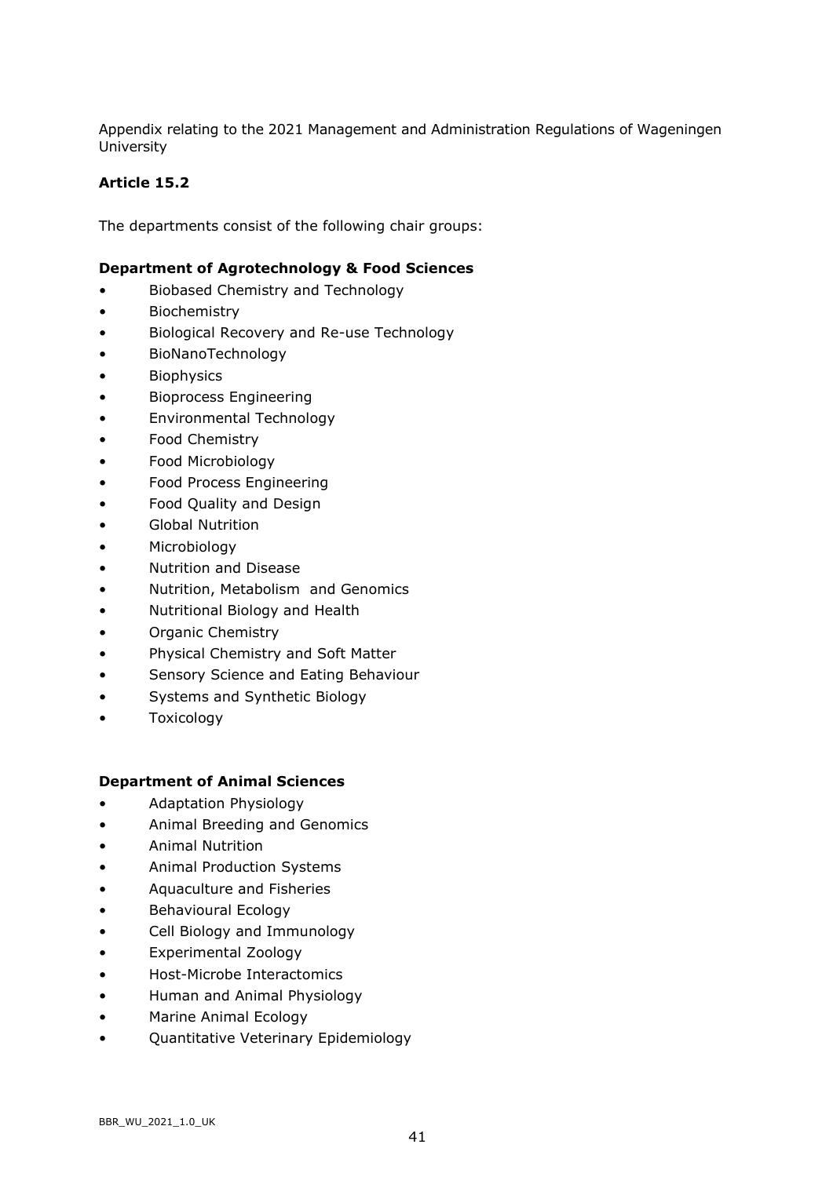Appendix relating to the 2021 Management and Administration Regulations of Wageningen University

**Article 15.2**

The departments consist of the following chair groups:

**Department of Agrotechnology & Food Sciences**

- Biobased Chemistry and Technology
- Biochemistry
- Biological Recovery and Re-use Technology
- BioNanoTechnology
- Biophysics
- Bioprocess Engineering
- Environmental Technology
- Food Chemistry
- Food Microbiology
- Food Process Engineering
- Food Quality and Design
- Global Nutrition
- Microbiology
- Nutrition and Disease
- Nutrition, Metabolism and Genomics
- Nutritional Biology and Health
- Organic Chemistry
- Physical Chemistry and Soft Matter
- Sensory Science and Eating Behaviour
- Systems and Synthetic Biology
- Toxicology

**Department of Animal Sciences**

- Adaptation Physiology
- Animal Breeding and Genomics
- Animal Nutrition
- Animal Production Systems
- Aquaculture and Fisheries
- Behavioural Ecology
- Cell Biology and Immunology
- Experimental Zoology
- Host-Microbe Interactomics
- Human and Animal Physiology
- Marine Animal Ecology
- Quantitative Veterinary Epidemiology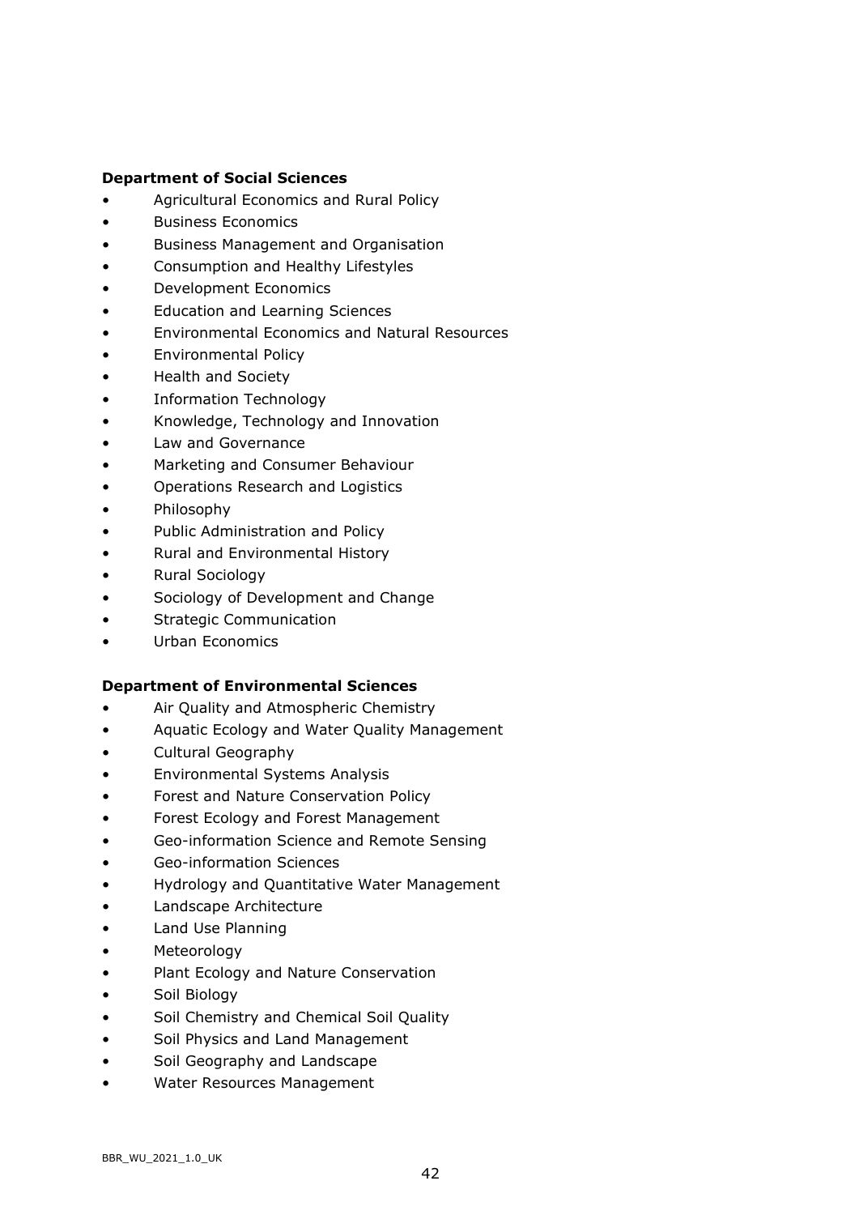**Department of Social Sciences**

- Agricultural Economics and Rural Policy
- Business Economics
- Business Management and Organisation
- Consumption and Healthy Lifestyles
- Development Economics
- Education and Learning Sciences
- Environmental Economics and Natural Resources
- Environmental Policy
- Health and Society
- Information Technology
- Knowledge, Technology and Innovation
- Law and Governance
- Marketing and Consumer Behaviour
- Operations Research and Logistics
- Philosophy
- Public Administration and Policy
- Rural and Environmental History
- Rural Sociology
- Sociology of Development and Change
- Strategic Communication
- Urban Economics

**Department of Environmental Sciences**

- Air Quality and Atmospheric Chemistry
- Aquatic Ecology and Water Quality Management
- Cultural Geography
- Environmental Systems Analysis
- Forest and Nature Conservation Policy
- Forest Ecology and Forest Management
- Geo-information Science and Remote Sensing
- Geo-information Sciences
- Hydrology and Quantitative Water Management
- Landscape Architecture
- Land Use Planning
- Meteorology
- Plant Ecology and Nature Conservation
- Soil Biology
- Soil Chemistry and Chemical Soil Quality
- Soil Physics and Land Management
- Soil Geography and Landscape
- Water Resources Management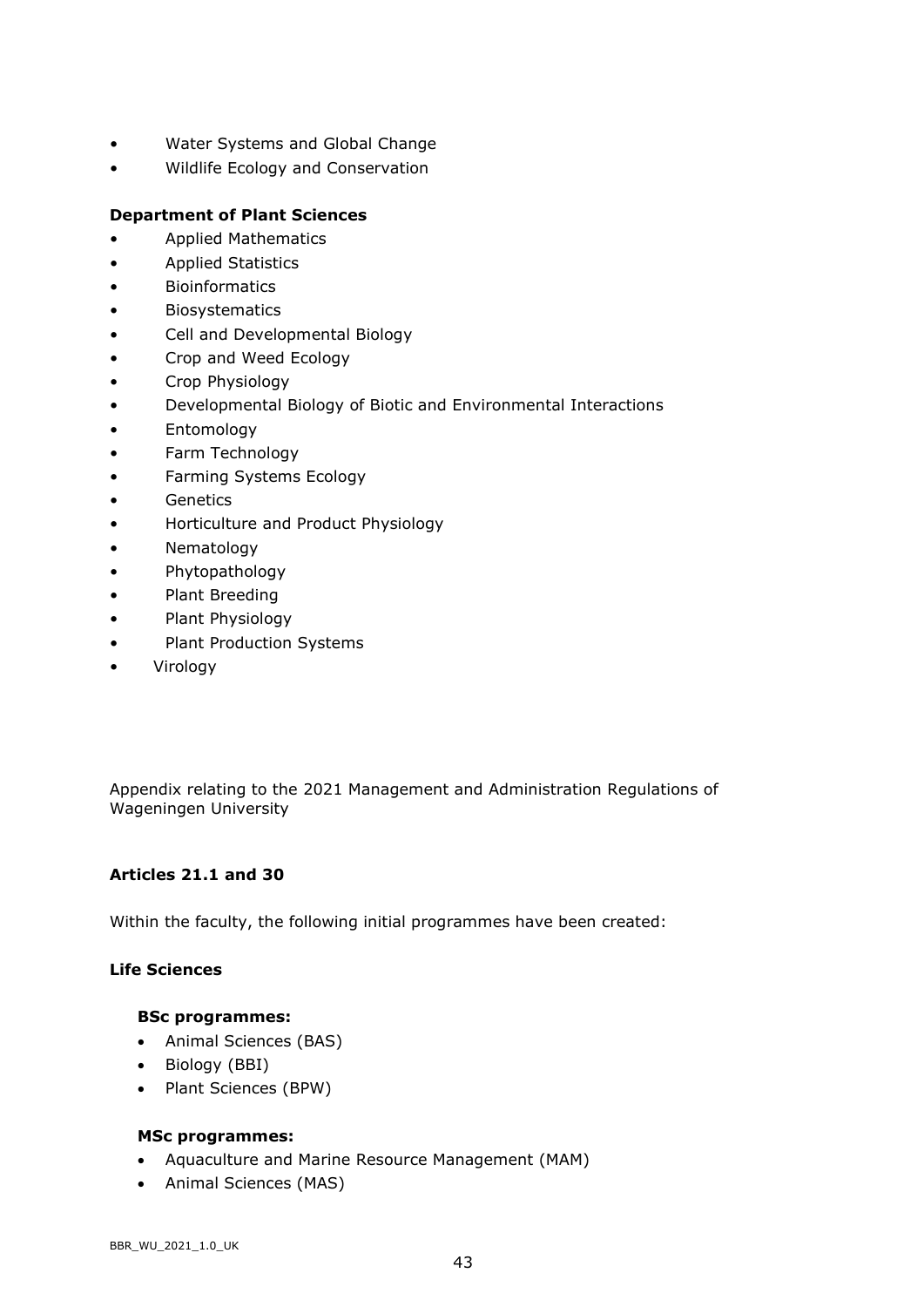- Water Systems and Global Change
- Wildlife Ecology and Conservation

**Department of Plant Sciences**

- Applied Mathematics
- Applied Statistics
- Bioinformatics
- Biosystematics
- Cell and Developmental Biology
- Crop and Weed Ecology
- Crop Physiology
- Developmental Biology of Biotic and Environmental Interactions
- Entomology
- Farm Technology
- Farming Systems Ecology
- Genetics
- Horticulture and Product Physiology
- Nematology
- Phytopathology
- Plant Breeding
- Plant Physiology
- Plant Production Systems
- Virology

Appendix relating to the 2021 Management and Administration Regulations of Wageningen University

**Articles 21.1 and 30**

Within the faculty, the following initial programmes have been created:

**Life Sciences**

**BSc programmes:**

- Animal Sciences (BAS)
- Biology (BBI)
- Plant Sciences (BPW)

**MSc programmes:**

- Aquaculture and Marine Resource Management (MAM)
- Animal Sciences (MAS)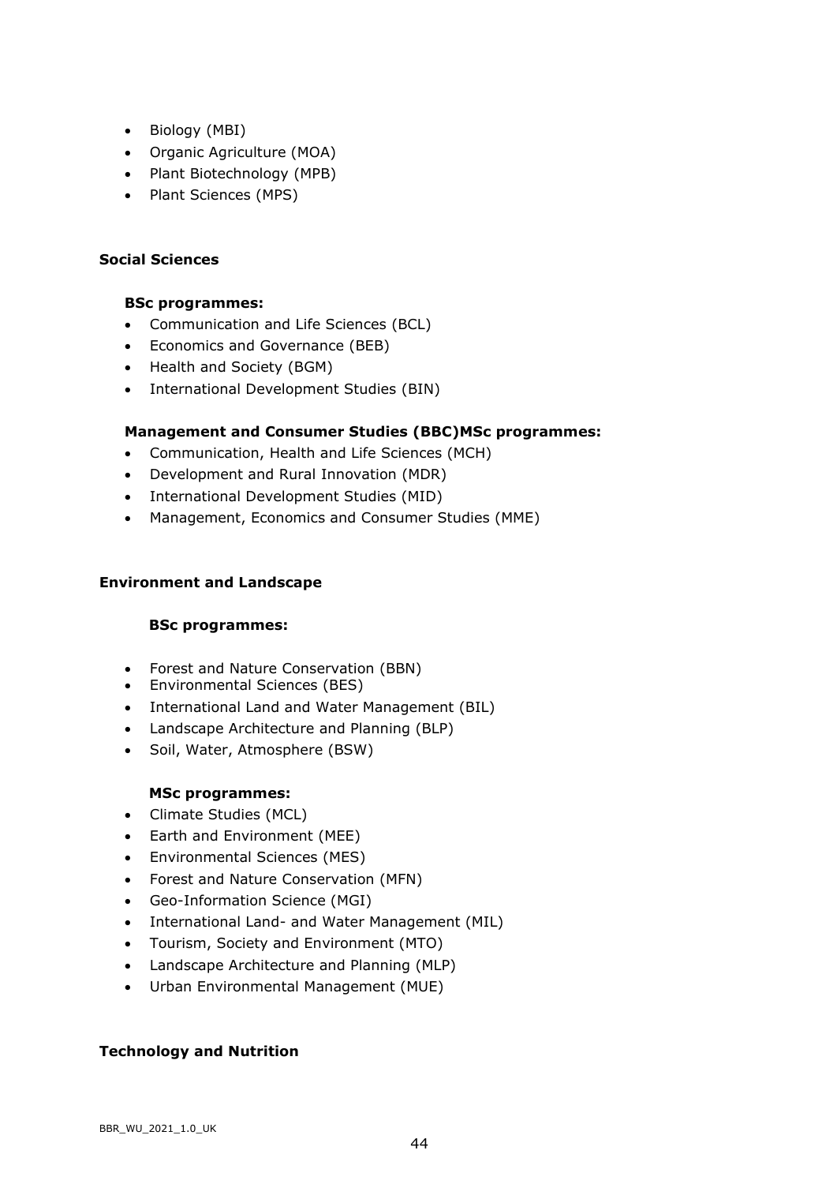- Biology (MBI)
- Organic Agriculture (MOA)
- Plant Biotechnology (MPB)
- Plant Sciences (MPS)

**Social Sciences**

**BSc programmes:**

- Communication and Life Sciences (BCL)
- Economics and Governance (BEB)
- Health and Society (BGM)
- International Development Studies (BIN)

**Management and Consumer Studies (BBC)MSc programmes:**

- Communication, Health and Life Sciences (MCH)
- Development and Rural Innovation (MDR)
- International Development Studies (MID)
- Management, Economics and Consumer Studies (MME)

**Environment and Landscape**

**BSc programmes:**

- Forest and Nature Conservation (BBN)
- Environmental Sciences (BES)
- International Land and Water Management (BIL)
- Landscape Architecture and Planning (BLP)
- Soil, Water, Atmosphere (BSW)

**MSc programmes:**

- Climate Studies (MCL)
- Earth and Environment (MEE)
- Environmental Sciences (MES)
- Forest and Nature Conservation (MFN)
- Geo-Information Science (MGI)
- International Land- and Water Management (MIL)
- Tourism, Society and Environment (MTO)
- Landscape Architecture and Planning (MLP)
- Urban Environmental Management (MUE)

**Technology and Nutrition**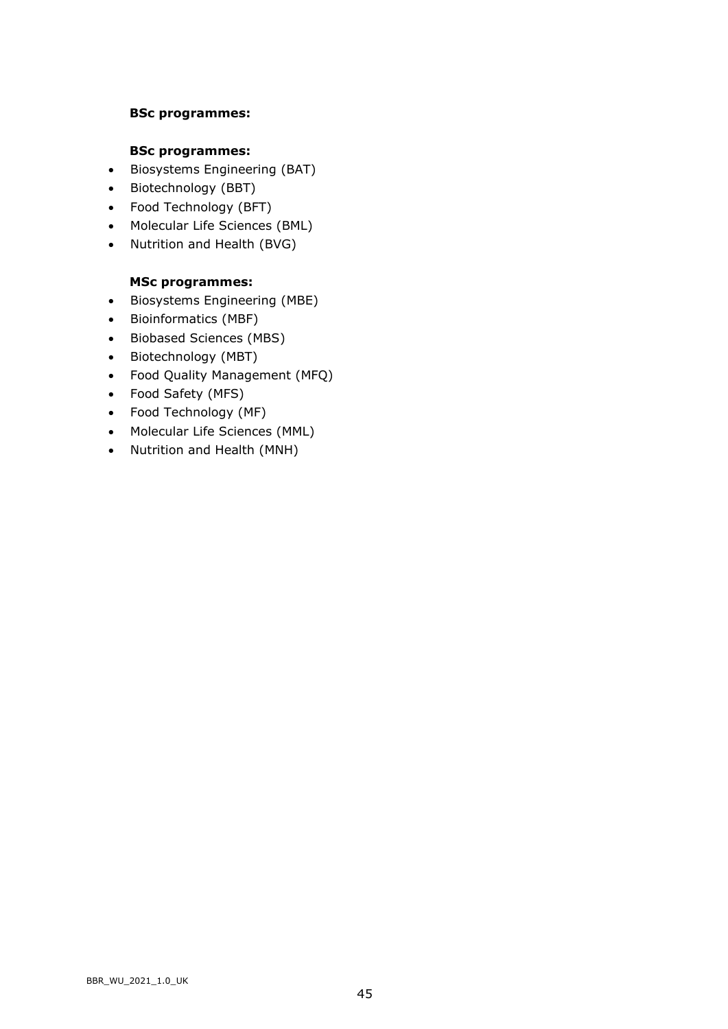**BSc programmes:**

**BSc programmes:**

- Biosystems Engineering (BAT)
- Biotechnology (BBT)
- Food Technology (BFT)
- Molecular Life Sciences (BML)
- Nutrition and Health (BVG)

**MSc programmes:**

- Biosystems Engineering (MBE)
- Bioinformatics (MBF)
- Biobased Sciences (MBS)
- Biotechnology (MBT)
- Food Quality Management (MFQ)
- Food Safety (MFS)
- Food Technology (MF)
- Molecular Life Sciences (MML)
- Nutrition and Health (MNH)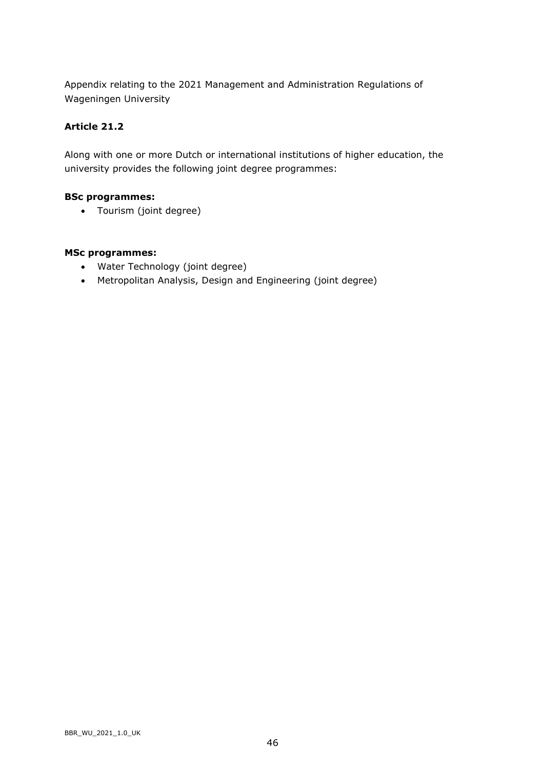Appendix relating to the 2021 Management and Administration Regulations of Wageningen University

### Article 21.2

Along with one or more Dutch or international institutions of higher education, the university provides the following joint degree programmes:

**BSc programmes:**

- Tourism (joint degree)

**MSc programmes:**

- Water Technology (joint degree)
- Metropolitan Analysis, Design and Engineering (joint degree)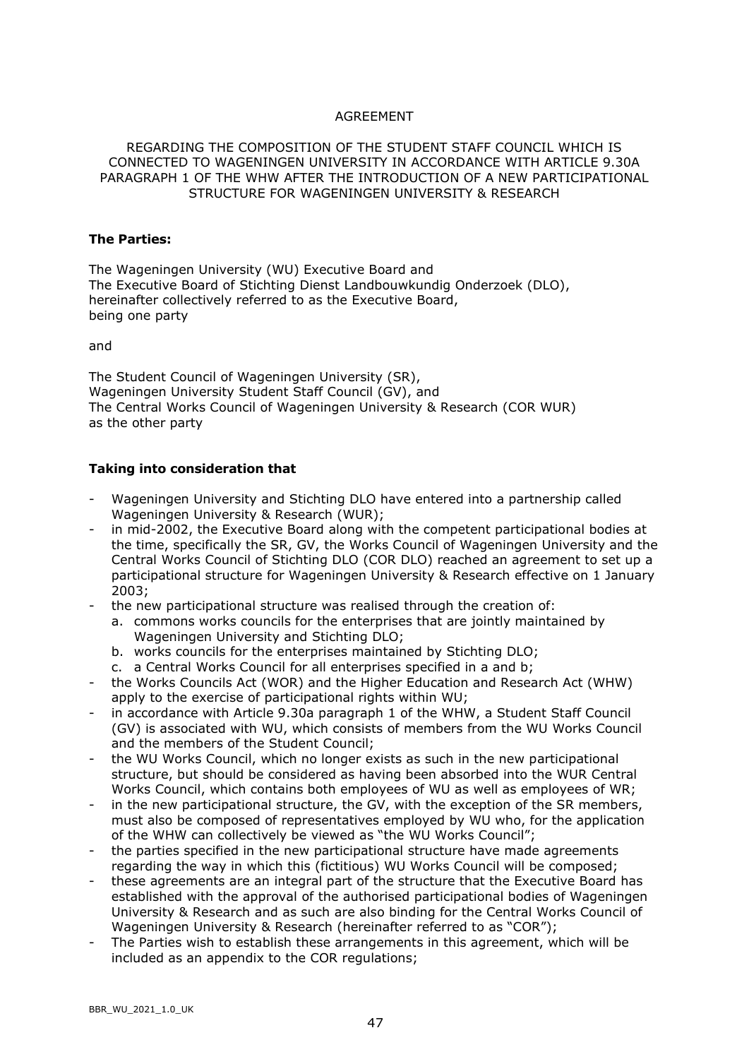AGREEMENT

REGARDING THE COMPOSITION OF THE STUDENT STAFF COUNCIL WHICH IS CONNECTED TO WAGENINGEN UNIVERSITY IN ACCORDANCE WITH ARTICLE 9.30A PARAGRAPH 1 OF THE WHW AFTER THE INTRODUCTION OF A NEW PARTICIPATIONAL STRUCTURE FOR WAGENINGEN UNIVERSITY & RESEARCH

**The Parties:**

The Wageningen University (WU) Executive Board and
The Executive Board of Stichting Dienst Landbouwkundig Onderzoek (DLO),
hereinafter collectively referred to as the Executive Board,
being one party

and

The Student Council of Wageningen University (SR),
Wageningen University Student Staff Council (GV), and
The Central Works Council of Wageningen University & Research (COR WUR)
as the other party

**Taking into consideration that**

- Wageningen University and Stichting DLO have entered into a partnership called Wageningen University & Research (WUR);
- in mid-2002, the Executive Board along with the competent participational bodies at the time, specifically the SR, GV, the Works Council of Wageningen University and the Central Works Council of Stichting DLO (COR DLO) reached an agreement to set up a participational structure for Wageningen University & Research effective on 1 January 2003;
- the new participational structure was realised through the creation of:
  a. commons works councils for the enterprises that are jointly maintained by Wageningen University and Stichting DLO;
  b. works councils for the enterprises maintained by Stichting DLO;
  c. a Central Works Council for all enterprises specified in a and b;
- the Works Councils Act (WOR) and the Higher Education and Research Act (WHW) apply to the exercise of participational rights within WU;
- in accordance with Article 9.30a paragraph 1 of the WHW, a Student Staff Council (GV) is associated with WU, which consists of members from the WU Works Council and the members of the Student Council;
- the WU Works Council, which no longer exists as such in the new participational structure, but should be considered as having been absorbed into the WUR Central Works Council, which contains both employees of WU as well as employees of WR;
- in the new participational structure, the GV, with the exception of the SR members, must also be composed of representatives employed by WU who, for the application of the WHW can collectively be viewed as "the WU Works Council";
- the parties specified in the new participational structure have made agreements regarding the way in which this (fictitious) WU Works Council will be composed;
- these agreements are an integral part of the structure that the Executive Board has established with the approval of the authorised participational bodies of Wageningen University & Research and as such are also binding for the Central Works Council of Wageningen University & Research (hereinafter referred to as "COR");
- The Parties wish to establish these arrangements in this agreement, which will be included as an appendix to the COR regulations;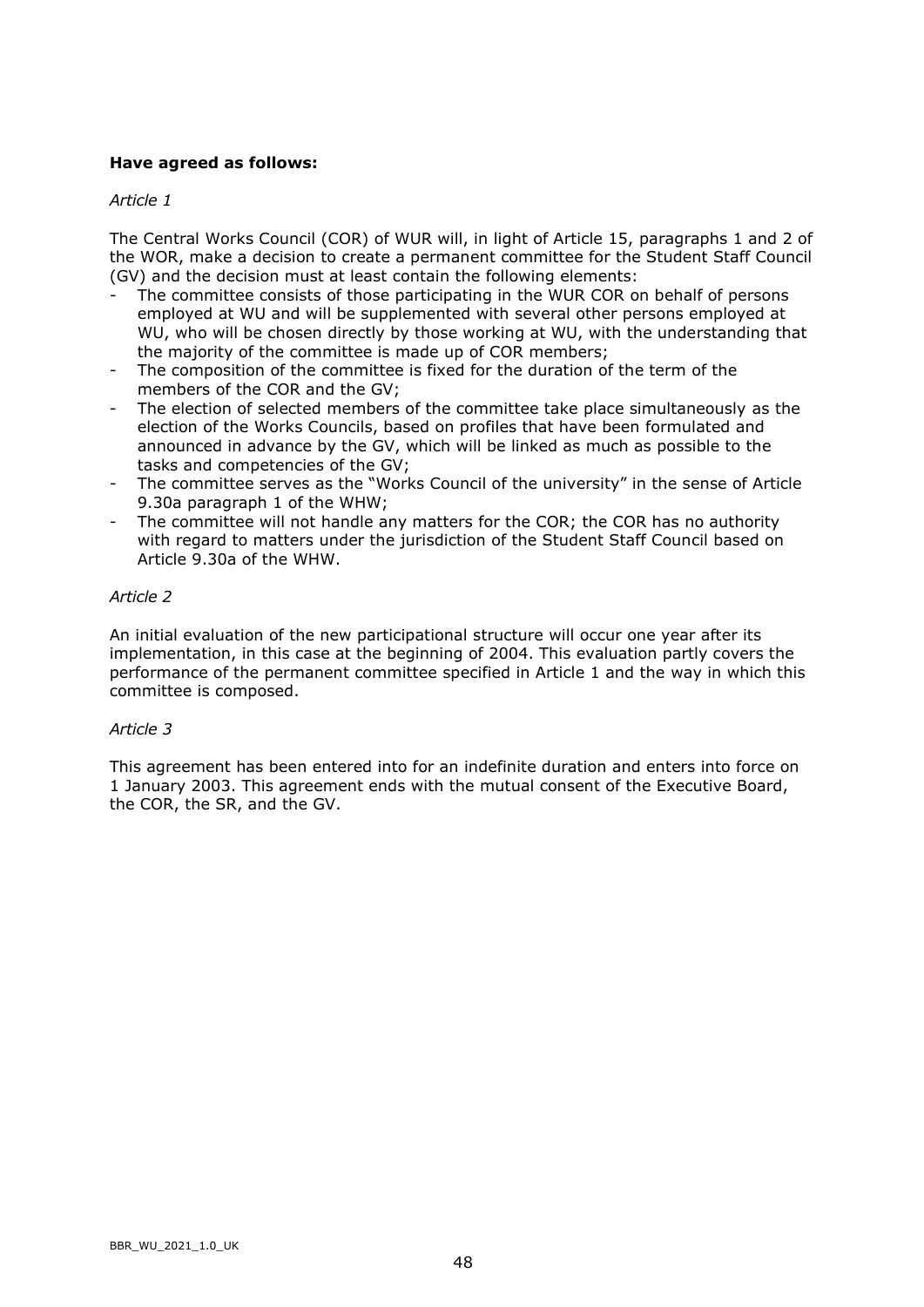**Have agreed as follows:**

*Article 1*

The Central Works Council (COR) of WUR will, in light of Article 15, paragraphs 1 and 2 of the WOR, make a decision to create a permanent committee for the Student Staff Council (GV) and the decision must at least contain the following elements:

- The committee consists of those participating in the WUR COR on behalf of persons employed at WU and will be supplemented with several other persons employed at WU, who will be chosen directly by those working at WU, with the understanding that the majority of the committee is made up of COR members;
- The composition of the committee is fixed for the duration of the term of the members of the COR and the GV;
- The election of selected members of the committee take place simultaneously as the election of the Works Councils, based on profiles that have been formulated and announced in advance by the GV, which will be linked as much as possible to the tasks and competencies of the GV;
- The committee serves as the "Works Council of the university" in the sense of Article 9.30a paragraph 1 of the WHW;
- The committee will not handle any matters for the COR; the COR has no authority with regard to matters under the jurisdiction of the Student Staff Council based on Article 9.30a of the WHW.

*Article 2*

An initial evaluation of the new participational structure will occur one year after its implementation, in this case at the beginning of 2004. This evaluation partly covers the performance of the permanent committee specified in Article 1 and the way in which this committee is composed.

*Article 3*

This agreement has been entered into for an indefinite duration and enters into force on 1 January 2003. This agreement ends with the mutual consent of the Executive Board, the COR, the SR, and the GV.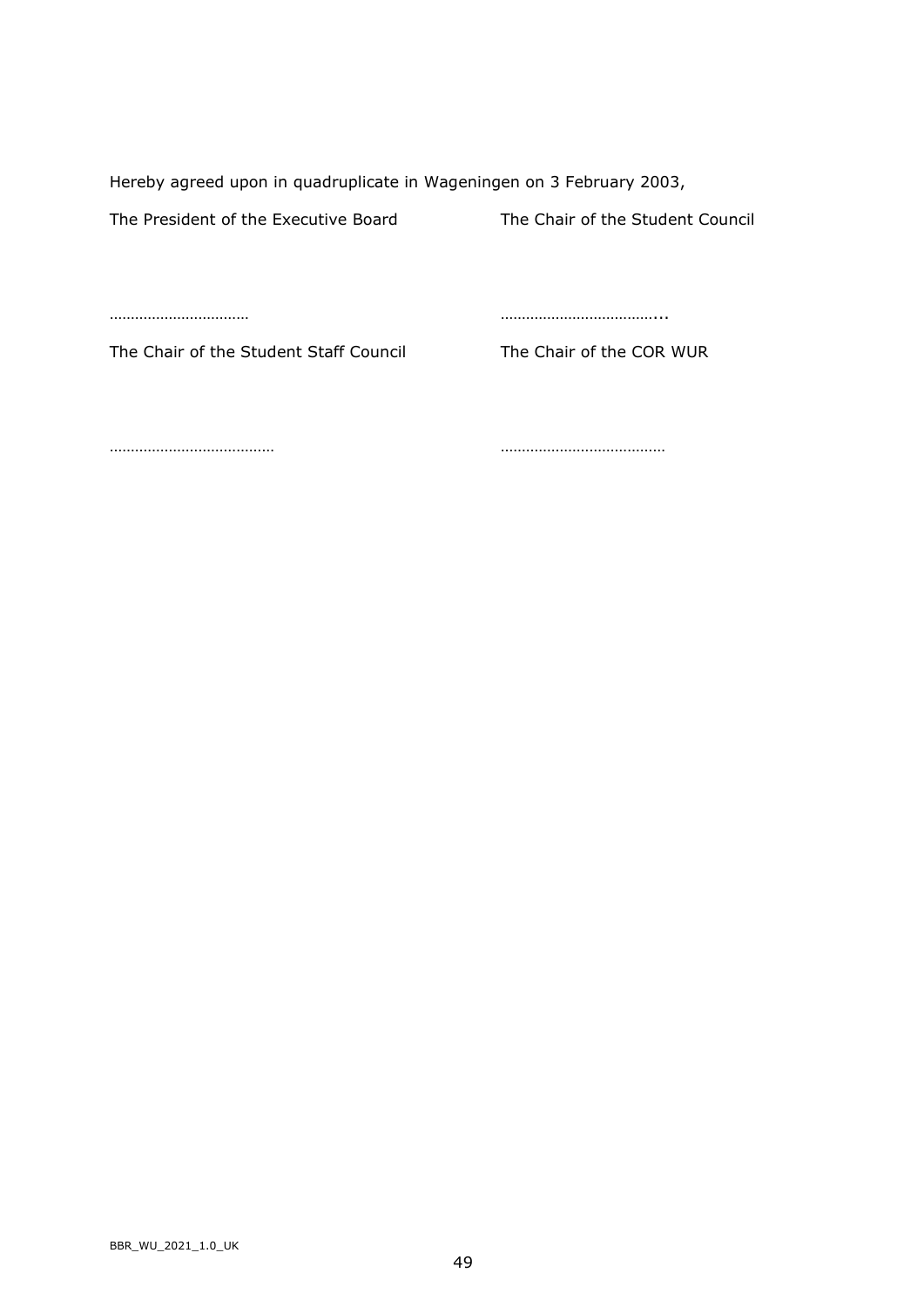Hereby agreed upon in quadruplicate in Wageningen on 3 February 2003,

| | |
|---|---|
| The President of the Executive Board | The Chair of the Student Council |
| …………………………… | ……………………………… |
| The Chair of the Student Staff Council | The Chair of the COR WUR |
| ………………………………… | ………………………………… |

BBR_WU_2021_1.0_UK